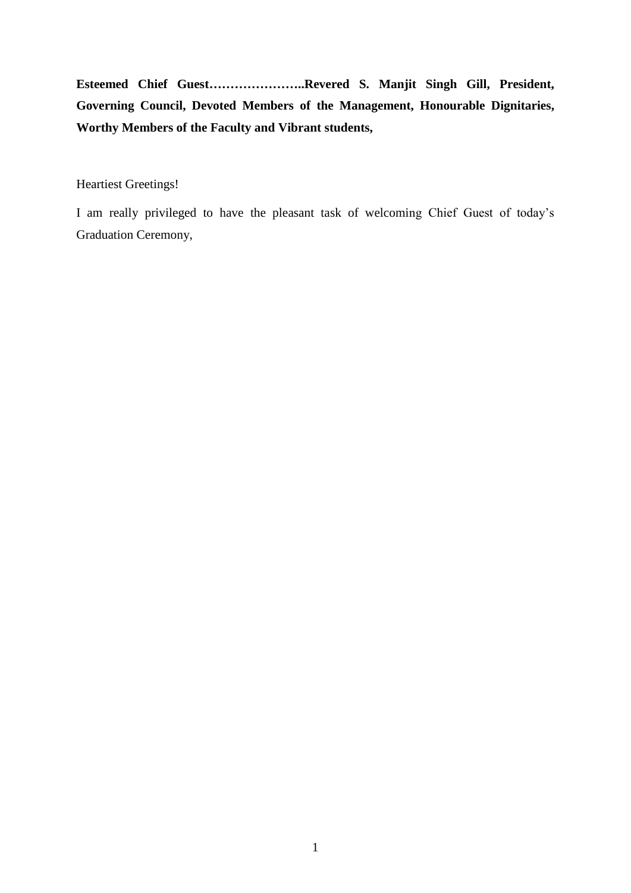**Esteemed Chief Guest…………………..Revered S. Manjit Singh Gill, President, Governing Council, Devoted Members of the Management, Honourable Dignitaries, Worthy Members of the Faculty and Vibrant students,**

Heartiest Greetings!

I am really privileged to have the pleasant task of welcoming Chief Guest of today's Graduation Ceremony,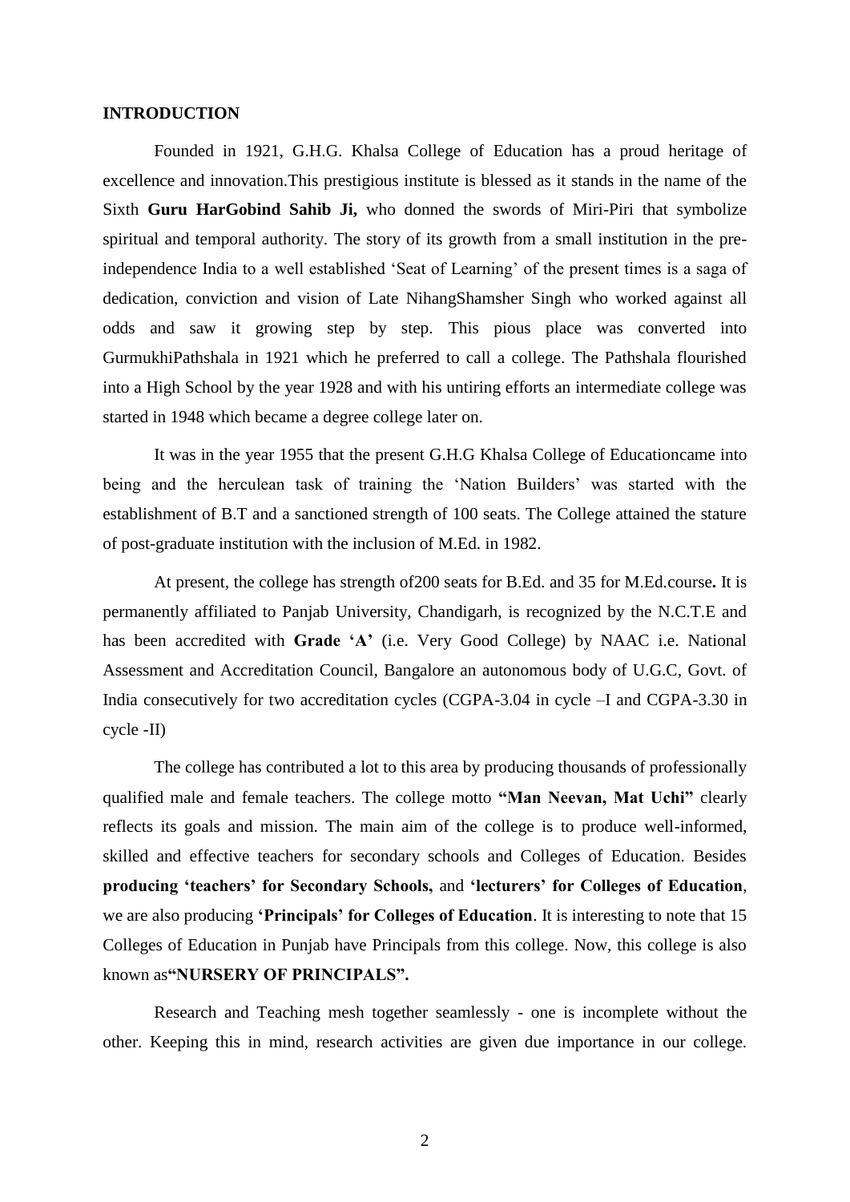## INTRODUCTION

Founded in 1921, G.H.G. Khalsa College of Education has a proud heritage of excellence and innovation.This prestigious institute is blessed as it stands in the name of the Sixth **Guru HarGobind Sahib Ji,** who donned the swords of Miri-Piri that symbolize spiritual and temporal authority. The story of its growth from a small institution in the pre-independence India to a well established 'Seat of Learning' of the present times is a saga of dedication, conviction and vision of Late NihangShamsher Singh who worked against all odds and saw it growing step by step. This pious place was converted into GurmukhiPathshala in 1921 which he preferred to call a college. The Pathshala flourished into a High School by the year 1928 and with his untiring efforts an intermediate college was started in 1948 which became a degree college later on.

It was in the year 1955 that the present G.H.G Khalsa College of Educationcame into being and the herculean task of training the 'Nation Builders' was started with the establishment of B.T and a sanctioned strength of 100 seats. The College attained the stature of post-graduate institution with the inclusion of M.Ed. in 1982.

At present, the college has strength of200 seats for B.Ed. and 35 for M.Ed.course**.** It is permanently affiliated to Panjab University, Chandigarh, is recognized by the N.C.T.E and has been accredited with **Grade 'A'** (i.e. Very Good College) by NAAC i.e. National Assessment and Accreditation Council, Bangalore an autonomous body of U.G.C, Govt. of India consecutively for two accreditation cycles (CGPA-3.04 in cycle –I and CGPA-3.30 in cycle -II)

The college has contributed a lot to this area by producing thousands of professionally qualified male and female teachers. The college motto **"Man Neevan, Mat Uchi"** clearly reflects its goals and mission. The main aim of the college is to produce well-informed, skilled and effective teachers for secondary schools and Colleges of Education. Besides **producing 'teachers' for Secondary Schools,** and **'lecturers' for Colleges of Education**, we are also producing **'Principals' for Colleges of Education**. It is interesting to note that 15 Colleges of Education in Punjab have Principals from this college. Now, this college is also known as**"NURSERY OF PRINCIPALS".**

Research and Teaching mesh together seamlessly - one is incomplete without the other. Keeping this in mind, research activities are given due importance in our college.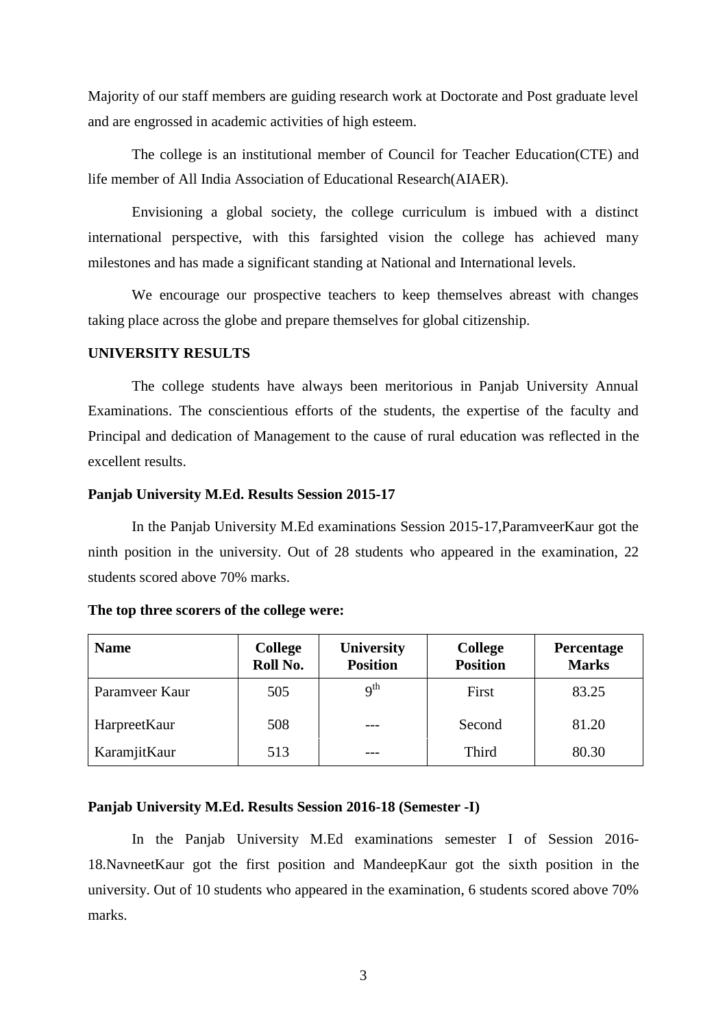Majority of our staff members are guiding research work at Doctorate and Post graduate level and are engrossed in academic activities of high esteem.

The college is an institutional member of Council for Teacher Education(CTE) and life member of All India Association of Educational Research(AIAER).

Envisioning a global society, the college curriculum is imbued with a distinct international perspective, with this farsighted vision the college has achieved many milestones and has made a significant standing at National and International levels.

We encourage our prospective teachers to keep themselves abreast with changes taking place across the globe and prepare themselves for global citizenship.

**UNIVERSITY RESULTS**

The college students have always been meritorious in Panjab University Annual Examinations. The conscientious efforts of the students, the expertise of the faculty and Principal and dedication of Management to the cause of rural education was reflected in the excellent results.

**Panjab University M.Ed. Results Session 2015-17**

In the Panjab University M.Ed examinations Session 2015-17,ParamveerKaur got the ninth position in the university. Out of 28 students who appeared in the examination, 22 students scored above 70% marks.

**The top three scorers of the college were:**

| Name | College Roll No. | University Position | College Position | Percentage Marks |
|---|---|---|---|---|
| Paramveer Kaur | 505 | 9th | First | 83.25 |
| HarpreetKaur | 508 | --- | Second | 81.20 |
| KaramjitKaur | 513 | --- | Third | 80.30 |

**Panjab University M.Ed. Results Session 2016-18 (Semester -I)**

In the Panjab University M.Ed examinations semester I of Session 2016-18.NavneetKaur got the first position and MandeepKaur got the sixth position in the university. Out of 10 students who appeared in the examination, 6 students scored above 70% marks.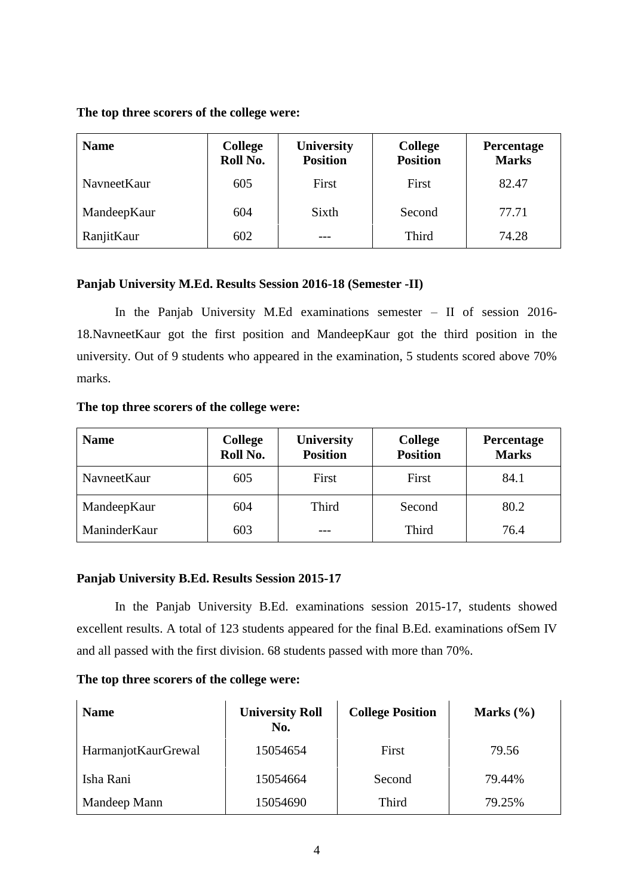**The top three scorers of the college were:**

| Name | College Roll No. | University Position | College Position | Percentage Marks |
| --- | --- | --- | --- | --- |
| NavneetKaur | 605 | First | First | 82.47 |
| MandeepKaur | 604 | Sixth | Second | 77.71 |
| RanjitKaur | 602 | --- | Third | 74.28 |

**Panjab University M.Ed. Results Session 2016-18 (Semester -II)**

In the Panjab University M.Ed examinations semester – II of session 2016-18.NavneetKaur got the first position and MandeepKaur got the third position in the university. Out of 9 students who appeared in the examination, 5 students scored above 70% marks.

**The top three scorers of the college were:**

| Name | College Roll No. | University Position | College Position | Percentage Marks |
| --- | --- | --- | --- | --- |
| NavneetKaur | 605 | First | First | 84.1 |
| MandeepKaur | 604 | Third | Second | 80.2 |
| ManinderKaur | 603 | --- | Third | 76.4 |

**Panjab University B.Ed. Results Session 2015-17**

In the Panjab University B.Ed. examinations session 2015-17, students showed excellent results. A total of 123 students appeared for the final B.Ed. examinations ofSem IV and all passed with the first division. 68 students passed with more than 70%.

**The top three scorers of the college were:**

| Name | University Roll No. | College Position | Marks (%) |
| --- | --- | --- | --- |
| HarmanjotKaurGrewal | 15054654 | First | 79.56 |
| Isha Rani | 15054664 | Second | 79.44% |
| Mandeep Mann | 15054690 | Third | 79.25% |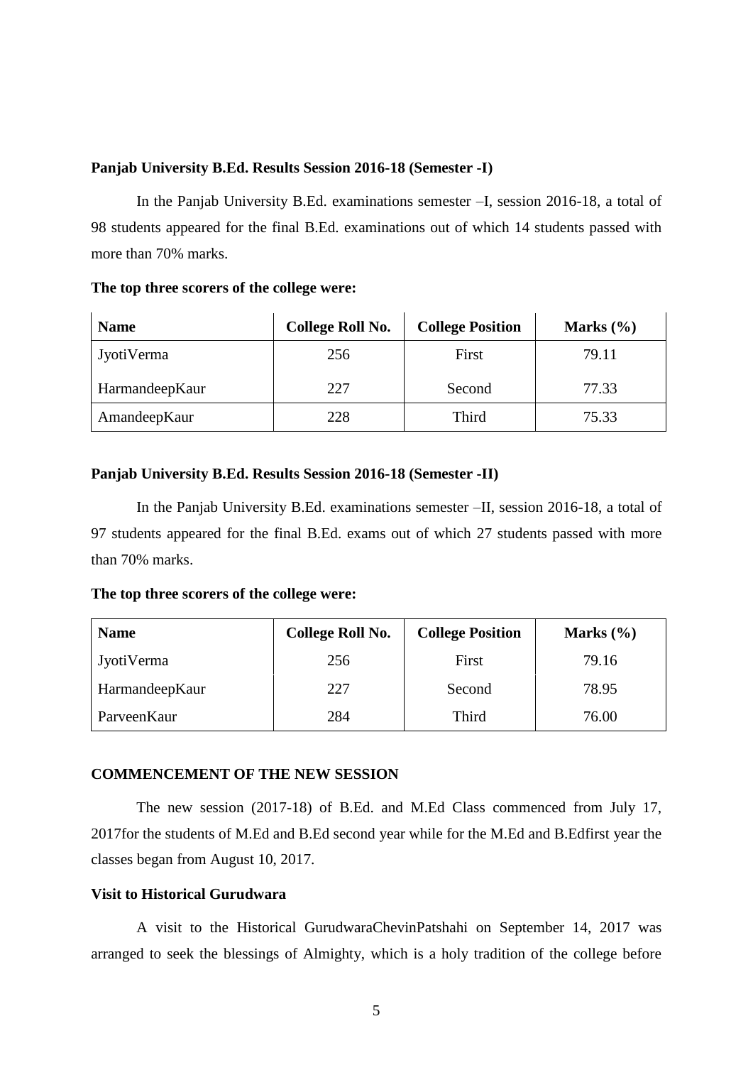**Panjab University B.Ed. Results Session 2016-18 (Semester -I)**

In the Panjab University B.Ed. examinations semester –I, session 2016-18, a total of 98 students appeared for the final B.Ed. examinations out of which 14 students passed with more than 70% marks.

**The top three scorers of the college were:**

| Name | College Roll No. | College Position | Marks (%) |
|---|---|---|---|
| JyotiVerma | 256 | First | 79.11 |
| HarmandeepKaur | 227 | Second | 77.33 |
| AmandeepKaur | 228 | Third | 75.33 |

**Panjab University B.Ed. Results Session 2016-18 (Semester -II)**

In the Panjab University B.Ed. examinations semester –II, session 2016-18, a total of 97 students appeared for the final B.Ed. exams out of which 27 students passed with more than 70% marks.

**The top three scorers of the college were:**

| Name | College Roll No. | College Position | Marks (%) |
|---|---|---|---|
| JyotiVerma | 256 | First | 79.16 |
| HarmandeepKaur | 227 | Second | 78.95 |
| ParveenKaur | 284 | Third | 76.00 |

**COMMENCEMENT OF THE NEW SESSION**

The new session (2017-18) of B.Ed. and M.Ed Class commenced from July 17, 2017for the students of M.Ed and B.Ed second year while for the M.Ed and B.Edfirst year the classes began from August 10, 2017.

**Visit to Historical Gurudwara**

A visit to the Historical GurudwaraChevinPatshahi on September 14, 2017 was arranged to seek the blessings of Almighty, which is a holy tradition of the college before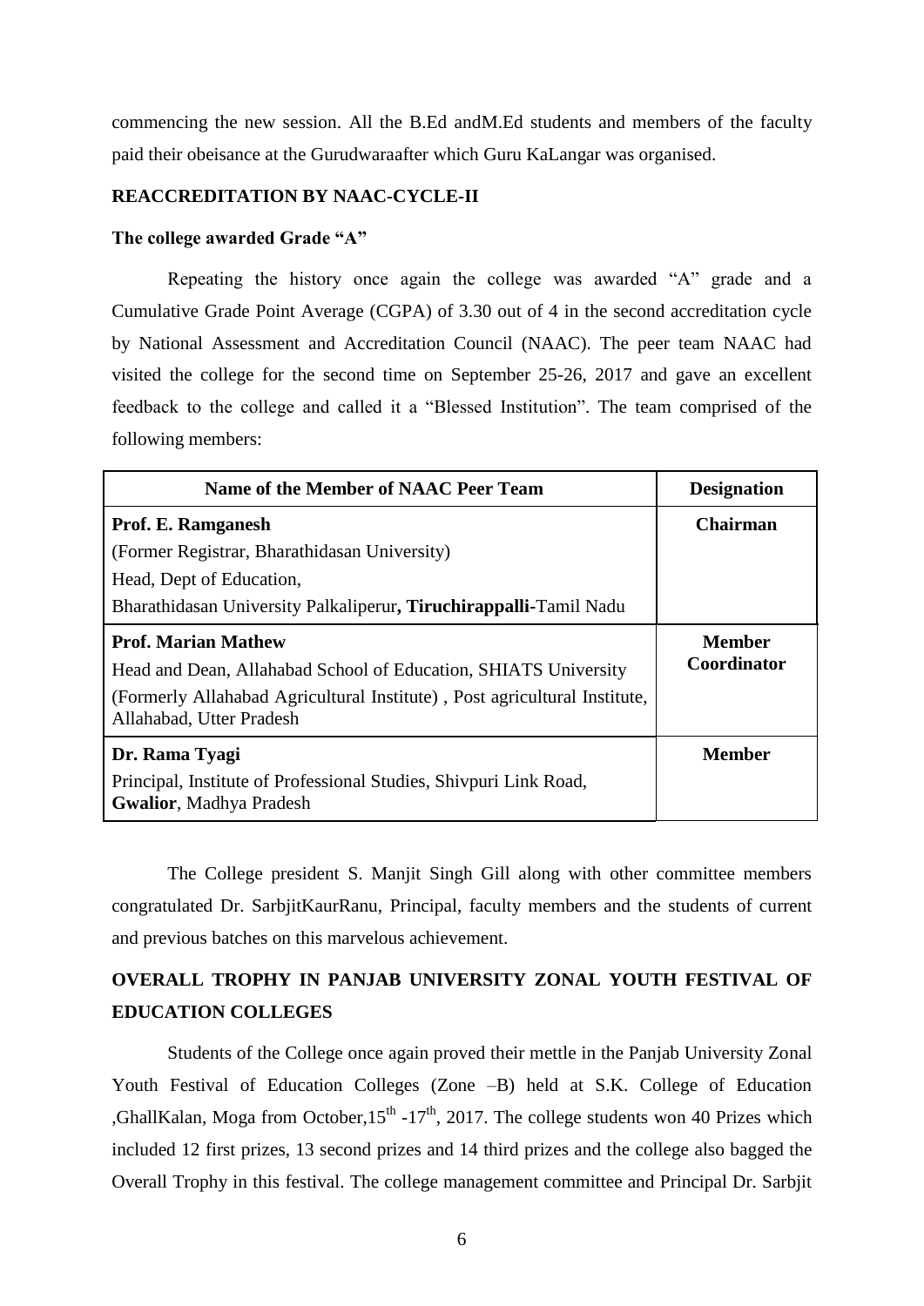commencing the new session. All the B.Ed andM.Ed students and members of the faculty paid their obeisance at the Gurudwaraafter which Guru KaLangar was organised.

**REACCREDITATION BY NAAC-CYCLE-II**

**The college awarded Grade "A"**

Repeating the history once again the college was awarded "A" grade and a Cumulative Grade Point Average (CGPA) of 3.30 out of 4 in the second accreditation cycle by National Assessment and Accreditation Council (NAAC). The peer team NAAC had visited the college for the second time on September 25-26, 2017 and gave an excellent feedback to the college and called it a "Blessed Institution". The team comprised of the following members:

| Name of the Member of NAAC Peer Team | Designation |
|---|---|
| **Prof. E. Ramganesh**<br>(Former Registrar, Bharathidasan University)<br>Head, Dept of Education,<br>Bharathidasan University Palkaliperur**, Tiruchirappalli-**Tamil Nadu | **Chairman** |
| **Prof. Marian Mathew**<br>Head and Dean, Allahabad School of Education, SHIATS University<br>(Formerly Allahabad Agricultural Institute) , Post agricultural Institute, Allahabad, Utter Pradesh | **Member Coordinator** |
| **Dr. Rama Tyagi**<br>Principal, Institute of Professional Studies, Shivpuri Link Road, **Gwalior**, Madhya Pradesh | **Member** |

The College president S. Manjit Singh Gill along with other committee members congratulated Dr. SarbjitKaurRanu, Principal, faculty members and the students of current and previous batches on this marvelous achievement.

**OVERALL TROPHY IN PANJAB UNIVERSITY ZONAL YOUTH FESTIVAL OF EDUCATION COLLEGES**

Students of the College once again proved their mettle in the Panjab University Zonal Youth Festival of Education Colleges (Zone –B) held at S.K. College of Education ,GhallKalan, Moga from October,15th -17th, 2017. The college students won 40 Prizes which included 12 first prizes, 13 second prizes and 14 third prizes and the college also bagged the Overall Trophy in this festival. The college management committee and Principal Dr. Sarbjit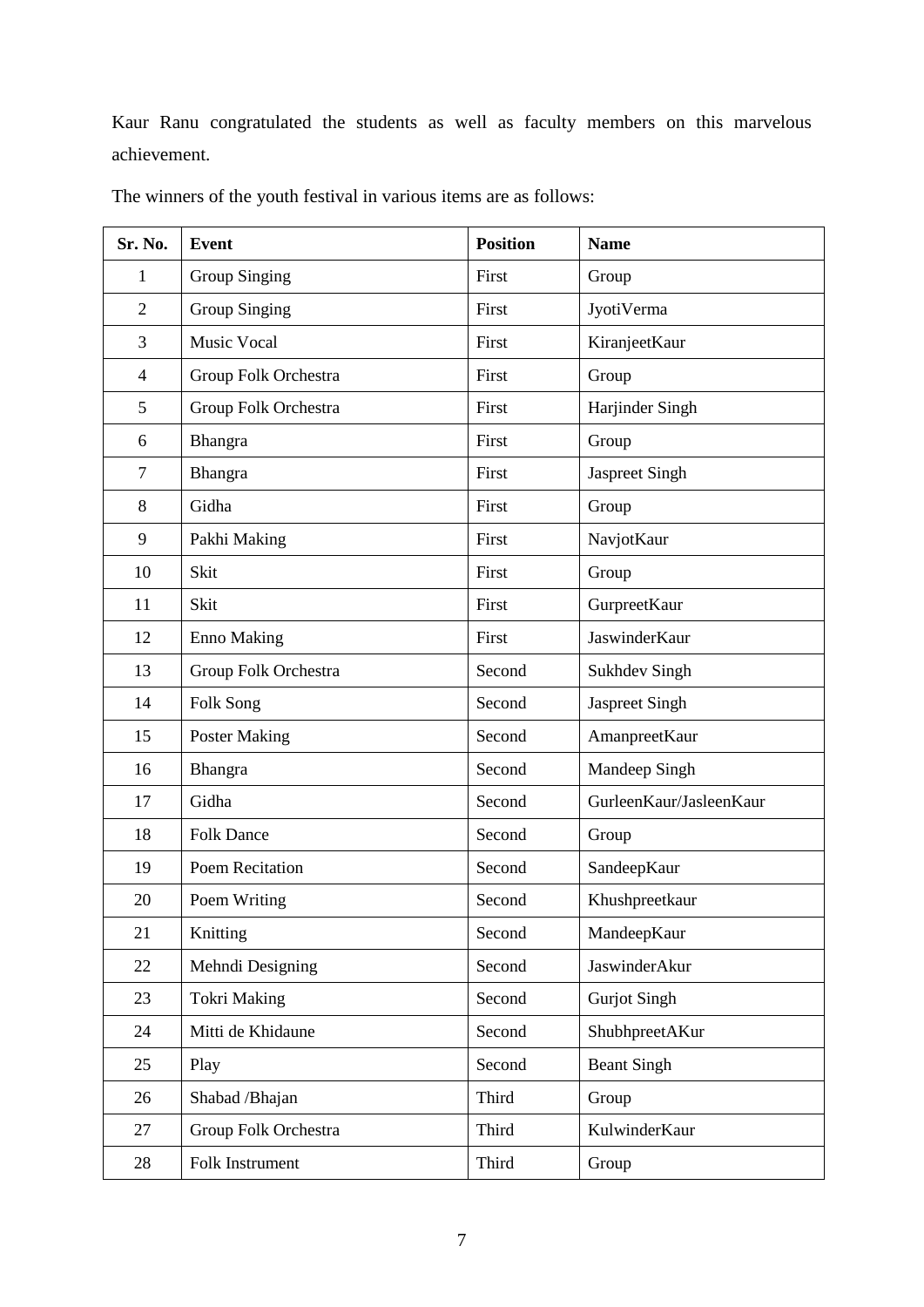Kaur Ranu congratulated the students as well as faculty members on this marvelous achievement.

The winners of the youth festival in various items are as follows:

| Sr. No. | Event | Position | Name |
|---|---|---|---|
| 1 | Group Singing | First | Group |
| 2 | Group Singing | First | JyotiVerma |
| 3 | Music Vocal | First | KiranjeetKaur |
| 4 | Group Folk Orchestra | First | Group |
| 5 | Group Folk Orchestra | First | Harjinder Singh |
| 6 | Bhangra | First | Group |
| 7 | Bhangra | First | Jaspreet Singh |
| 8 | Gidha | First | Group |
| 9 | Pakhi Making | First | NavjotKaur |
| 10 | Skit | First | Group |
| 11 | Skit | First | GurpreetKaur |
| 12 | Enno Making | First | JaswinderKaur |
| 13 | Group Folk Orchestra | Second | Sukhdev Singh |
| 14 | Folk Song | Second | Jaspreet Singh |
| 15 | Poster Making | Second | AmanpreetKaur |
| 16 | Bhangra | Second | Mandeep Singh |
| 17 | Gidha | Second | GurleenKaur/JasleenKaur |
| 18 | Folk Dance | Second | Group |
| 19 | Poem Recitation | Second | SandeepKaur |
| 20 | Poem Writing | Second | Khushpreetkaur |
| 21 | Knitting | Second | MandeepKaur |
| 22 | Mehndi Designing | Second | JaswinderAkur |
| 23 | Tokri Making | Second | Gurjot Singh |
| 24 | Mitti de Khidaune | Second | ShubhpreetAKur |
| 25 | Play | Second | Beant Singh |
| 26 | Shabad /Bhajan | Third | Group |
| 27 | Group Folk Orchestra | Third | KulwinderKaur |
| 28 | Folk Instrument | Third | Group |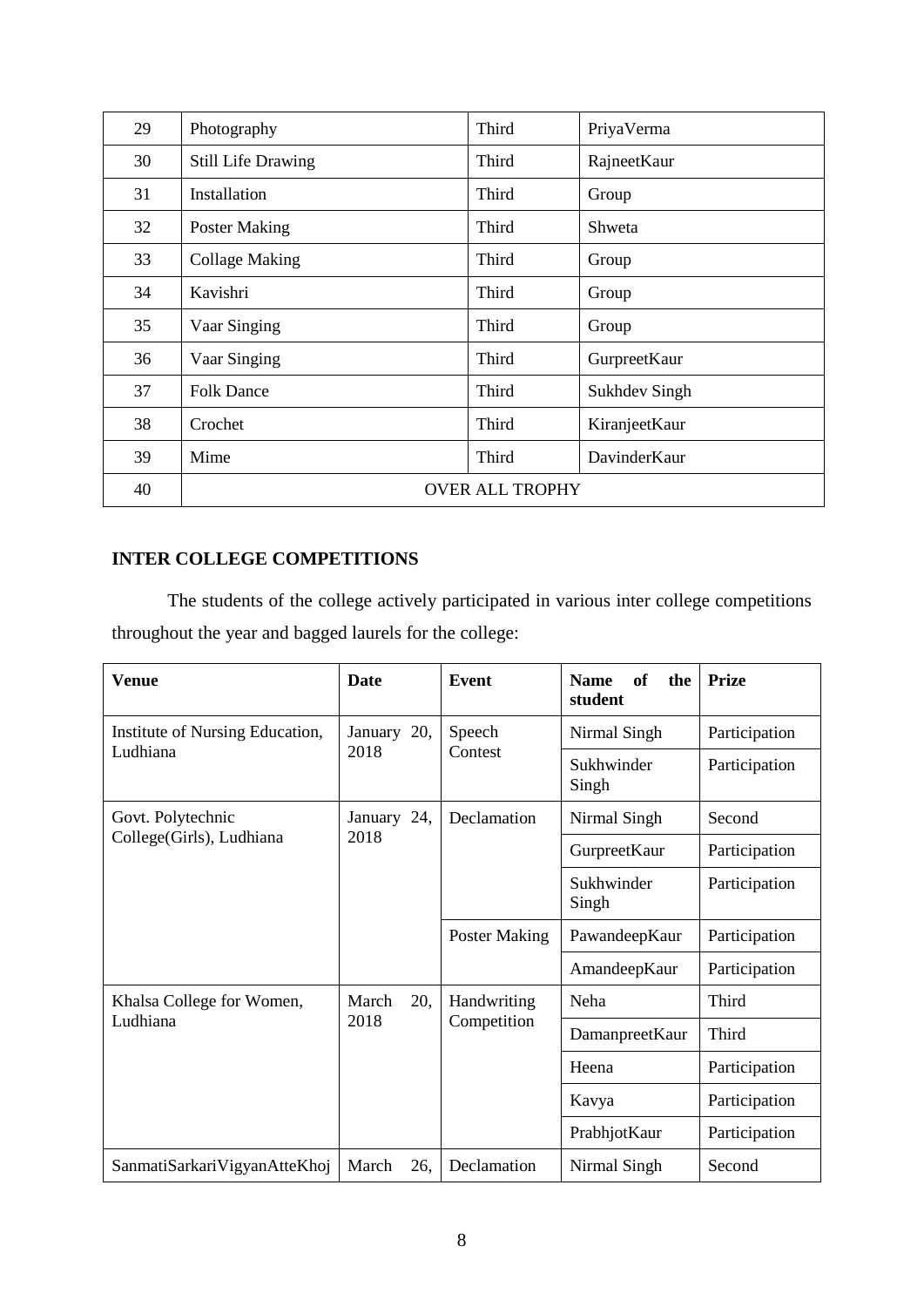| 29 | Photography | Third | PriyaVerma |
|---|---|---|---|
| 30 | Still Life Drawing | Third | RajneetKaur |
| 31 | Installation | Third | Group |
| 32 | Poster Making | Third | Shweta |
| 33 | Collage Making | Third | Group |
| 34 | Kavishri | Third | Group |
| 35 | Vaar Singing | Third | Group |
| 36 | Vaar Singing | Third | GurpreetKaur |
| 37 | Folk Dance | Third | Sukhdev Singh |
| 38 | Crochet | Third | KiranjeetKaur |
| 39 | Mime | Third | DavinderKaur |
| 40 | OVER ALL TROPHY | | |

**INTER COLLEGE COMPETITIONS**

The students of the college actively participated in various inter college competitions throughout the year and bagged laurels for the college:

| **Venue** | **Date** | **Event** | **Name of the student** | **Prize** |
|---|---|---|---|---|
| Institute of Nursing Education, Ludhiana | January 20, 2018 | Speech Contest | Nirmal Singh | Participation |
| | | | Sukhwinder Singh | Participation |
| Govt. Polytechnic College(Girls), Ludhiana | January 24, 2018 | Declamation | Nirmal Singh | Second |
| | | | GurpreetKaur | Participation |
| | | | Sukhwinder Singh | Participation |
| | | Poster Making | PawandeepKaur | Participation |
| | | | AmandeepKaur | Participation |
| Khalsa College for Women, Ludhiana | March 20, 2018 | Handwriting Competition | Neha | Third |
| | | | DamanpreetKaur | Third |
| | | | Heena | Participation |
| | | | Kavya | Participation |
| | | | PrabhjotKaur | Participation |
| SanmatiSarkariVigyanAtteKhoj | March 26, | Declamation | Nirmal Singh | Second |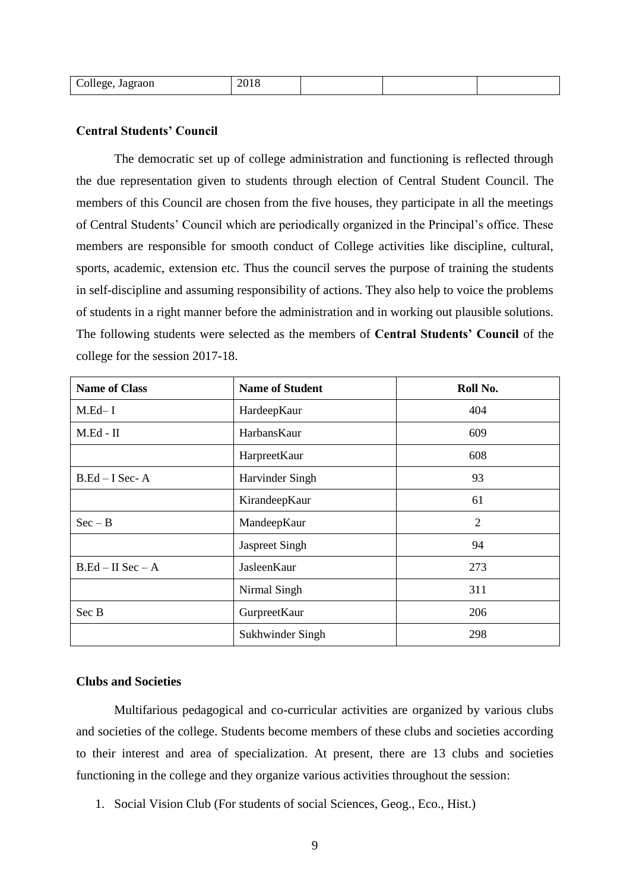| College, Jagraon | 2018 | | | |
|---|---|---|---|---|

**Central Students' Council**

The democratic set up of college administration and functioning is reflected through the due representation given to students through election of Central Student Council. The members of this Council are chosen from the five houses, they participate in all the meetings of Central Students' Council which are periodically organized in the Principal's office. These members are responsible for smooth conduct of College activities like discipline, cultural, sports, academic, extension etc. Thus the council serves the purpose of training the students in self-discipline and assuming responsibility of actions. They also help to voice the problems of students in a right manner before the administration and in working out plausible solutions. The following students were selected as the members of **Central Students' Council** of the college for the session 2017-18.

| Name of Class | Name of Student | Roll No. |
|---|---|---|
| M.Ed– I | HardeepKaur | 404 |
| M.Ed - II | HarbansKaur | 609 |
| | HarpreetKaur | 608 |
| B.Ed – I Sec- A | Harvinder Singh | 93 |
| | KirandeepKaur | 61 |
| Sec – B | MandeepKaur | 2 |
| | Jaspreet Singh | 94 |
| B.Ed – II Sec – A | JasleenKaur | 273 |
| | Nirmal Singh | 311 |
| Sec B | GurpreetKaur | 206 |
| | Sukhwinder Singh | 298 |

**Clubs and Societies**

Multifarious pedagogical and co-curricular activities are organized by various clubs and societies of the college. Students become members of these clubs and societies according to their interest and area of specialization. At present, there are 13 clubs and societies functioning in the college and they organize various activities throughout the session:

1. Social Vision Club (For students of social Sciences, Geog., Eco., Hist.)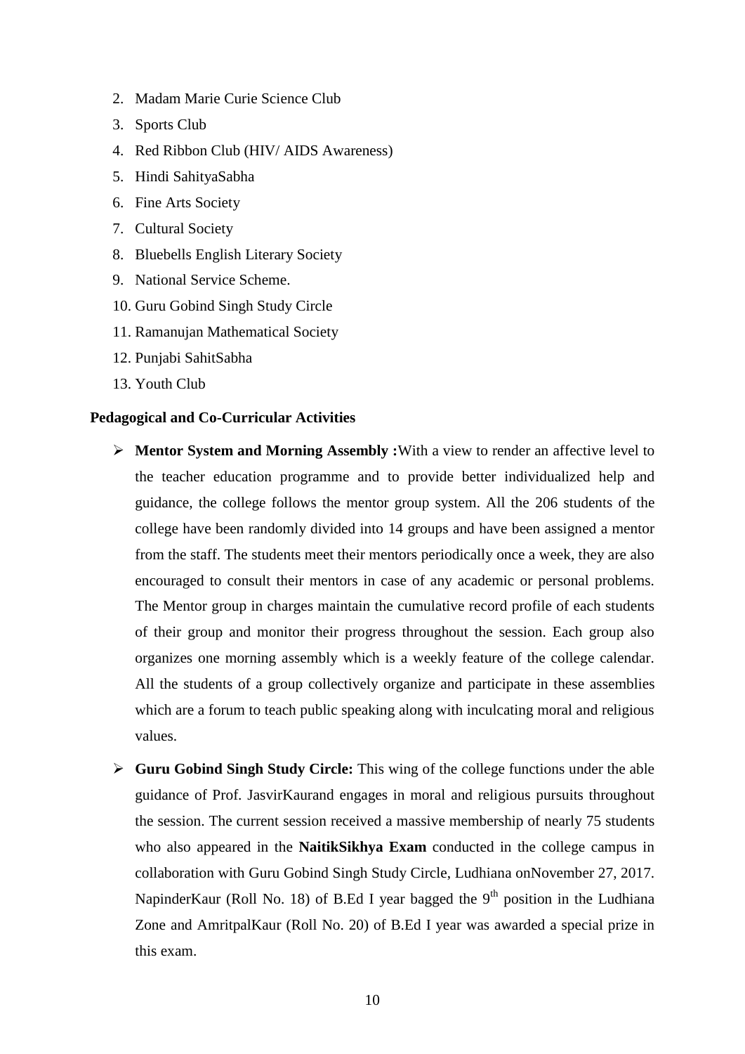2. Madam Marie Curie Science Club
3. Sports Club
4. Red Ribbon Club (HIV/ AIDS Awareness)
5. Hindi SahityaSabha
6. Fine Arts Society
7. Cultural Society
8. Bluebells English Literary Society
9. National Service Scheme.
10. Guru Gobind Singh Study Circle
11. Ramanujan Mathematical Society
12. Punjabi SahitSabha
13. Youth Club

**Pedagogical and Co-Curricular Activities**

- **Mentor System and Morning Assembly :**With a view to render an affective level to the teacher education programme and to provide better individualized help and guidance, the college follows the mentor group system. All the 206 students of the college have been randomly divided into 14 groups and have been assigned a mentor from the staff. The students meet their mentors periodically once a week, they are also encouraged to consult their mentors in case of any academic or personal problems. The Mentor group in charges maintain the cumulative record profile of each students of their group and monitor their progress throughout the session. Each group also organizes one morning assembly which is a weekly feature of the college calendar. All the students of a group collectively organize and participate in these assemblies which are a forum to teach public speaking along with inculcating moral and religious values.

- **Guru Gobind Singh Study Circle:** This wing of the college functions under the able guidance of Prof. JasvirKaurand engages in moral and religious pursuits throughout the session. The current session received a massive membership of nearly 75 students who also appeared in the **NaitikSikhya Exam** conducted in the college campus in collaboration with Guru Gobind Singh Study Circle, Ludhiana onNovember 27, 2017. NapinderKaur (Roll No. 18) of B.Ed I year bagged the 9th position in the Ludhiana Zone and AmritpalKaur (Roll No. 20) of B.Ed I year was awarded a special prize in this exam.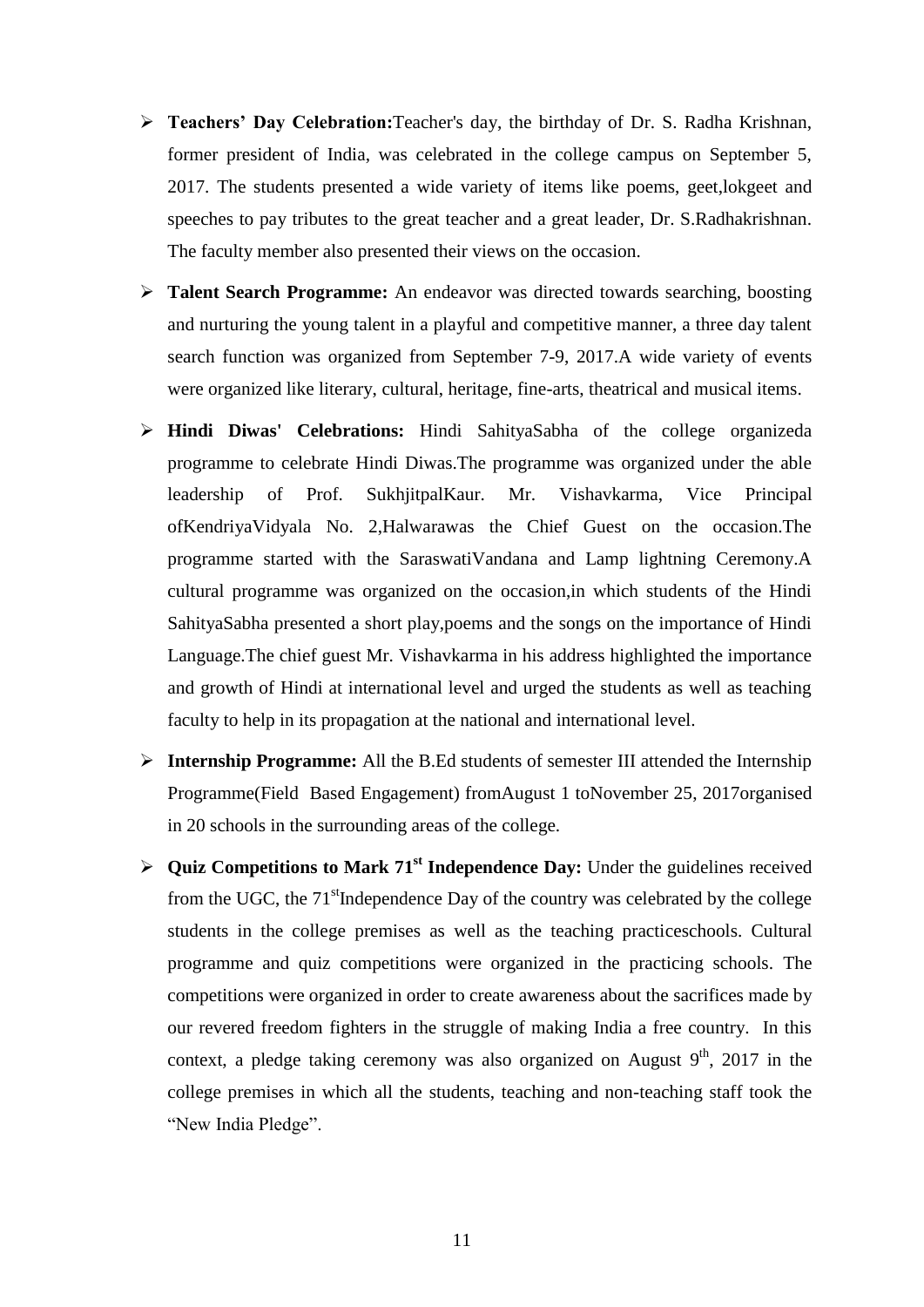- **Teachers' Day Celebration:**Teacher's day, the birthday of Dr. S. Radha Krishnan, former president of India, was celebrated in the college campus on September 5, 2017. The students presented a wide variety of items like poems, geet,lokgeet and speeches to pay tributes to the great teacher and a great leader, Dr. S.Radhakrishnan. The faculty member also presented their views on the occasion.
- **Talent Search Programme:** An endeavor was directed towards searching, boosting and nurturing the young talent in a playful and competitive manner, a three day talent search function was organized from September 7-9, 2017.A wide variety of events were organized like literary, cultural, heritage, fine-arts, theatrical and musical items.
- **Hindi Diwas' Celebrations:** Hindi SahityaSabha of the college organizeda programme to celebrate Hindi Diwas.The programme was organized under the able leadership of Prof. SukhjitpalKaur. Mr. Vishavkarma, Vice Principal ofKendriyaVidyala No. 2,Halwarawas the Chief Guest on the occasion.The programme started with the SaraswatiVandana and Lamp lightning Ceremony.A cultural programme was organized on the occasion,in which students of the Hindi SahityaSabha presented a short play,poems and the songs on the importance of Hindi Language.The chief guest Mr. Vishavkarma in his address highlighted the importance and growth of Hindi at international level and urged the students as well as teaching faculty to help in its propagation at the national and international level.
- **Internship Programme:** All the B.Ed students of semester III attended the Internship Programme(Field Based Engagement) fromAugust 1 toNovember 25, 2017organised in 20 schools in the surrounding areas of the college.
- **Quiz Competitions to Mark 71st Independence Day:** Under the guidelines received from the UGC, the 71stIndependence Day of the country was celebrated by the college students in the college premises as well as the teaching practiceschools. Cultural programme and quiz competitions were organized in the practicing schools. The competitions were organized in order to create awareness about the sacrifices made by our revered freedom fighters in the struggle of making India a free country. In this context, a pledge taking ceremony was also organized on August 9th, 2017 in the college premises in which all the students, teaching and non-teaching staff took the "New India Pledge".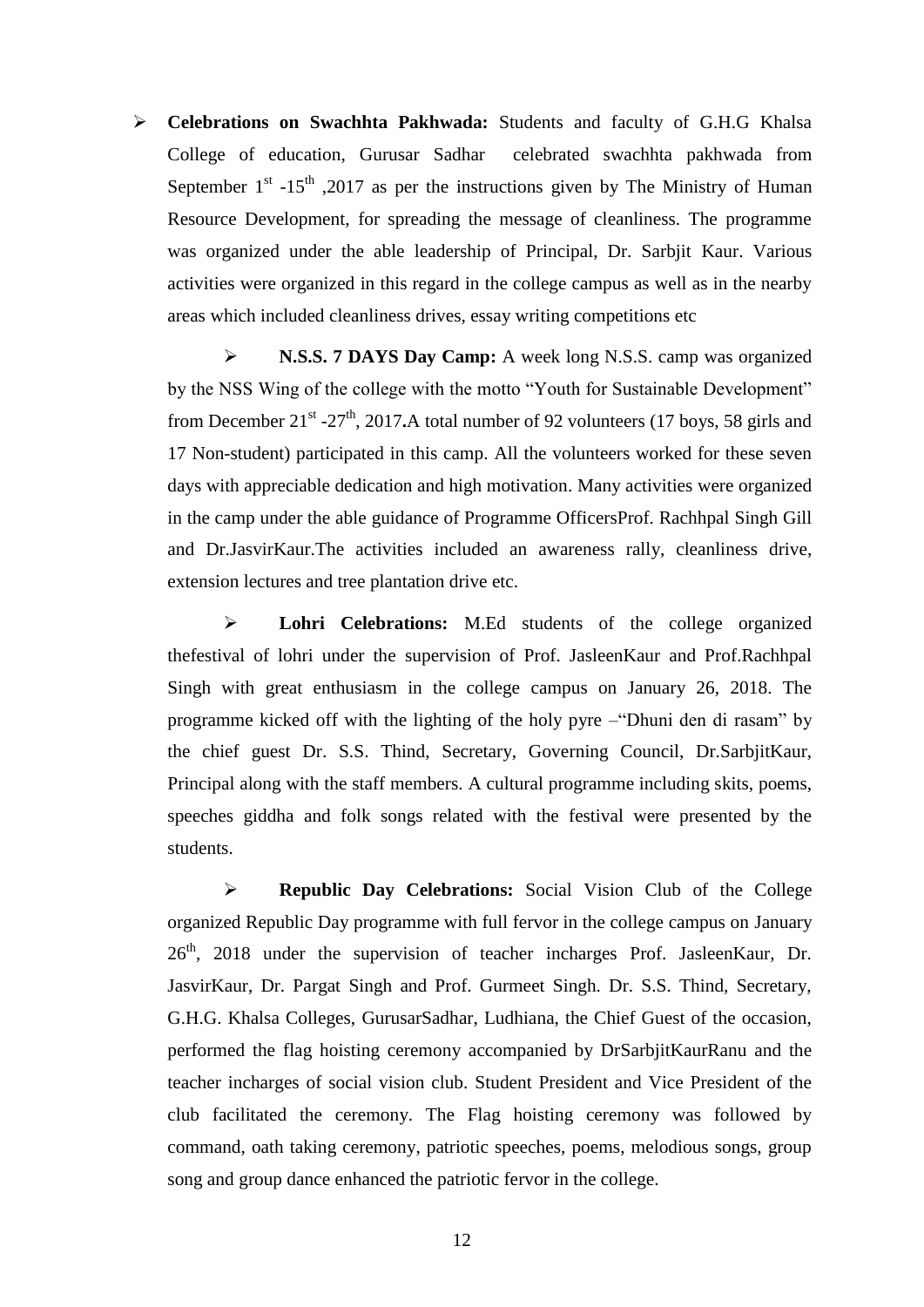- **Celebrations on Swachhta Pakhwada:** Students and faculty of G.H.G Khalsa College of education, Gurusar Sadhar celebrated swachhta pakhwada from September 1st -15th ,2017 as per the instructions given by The Ministry of Human Resource Development, for spreading the message of cleanliness. The programme was organized under the able leadership of Principal, Dr. Sarbjit Kaur. Various activities were organized in this regard in the college campus as well as in the nearby areas which included cleanliness drives, essay writing competitions etc

- **N.S.S. 7 DAYS Day Camp:** A week long N.S.S. camp was organized by the NSS Wing of the college with the motto "Youth for Sustainable Development" from December 21st -27th, 2017**.**A total number of 92 volunteers (17 boys, 58 girls and 17 Non-student) participated in this camp. All the volunteers worked for these seven days with appreciable dedication and high motivation. Many activities were organized in the camp under the able guidance of Programme OfficersProf. Rachhpal Singh Gill and Dr.JasvirKaur.The activities included an awareness rally, cleanliness drive, extension lectures and tree plantation drive etc.

- **Lohri Celebrations:** M.Ed students of the college organized thefestival of lohri under the supervision of Prof. JasleenKaur and Prof.Rachhpal Singh with great enthusiasm in the college campus on January 26, 2018. The programme kicked off with the lighting of the holy pyre –"Dhuni den di rasam" by the chief guest Dr. S.S. Thind, Secretary, Governing Council, Dr.SarbjitKaur, Principal along with the staff members. A cultural programme including skits, poems, speeches giddha and folk songs related with the festival were presented by the students.

- **Republic Day Celebrations:** Social Vision Club of the College organized Republic Day programme with full fervor in the college campus on January 26th, 2018 under the supervision of teacher incharges Prof. JasleenKaur, Dr. JasvirKaur, Dr. Pargat Singh and Prof. Gurmeet Singh. Dr. S.S. Thind, Secretary, G.H.G. Khalsa Colleges, GurusarSadhar, Ludhiana, the Chief Guest of the occasion, performed the flag hoisting ceremony accompanied by DrSarbjitKaurRanu and the teacher incharges of social vision club. Student President and Vice President of the club facilitated the ceremony. The Flag hoisting ceremony was followed by command, oath taking ceremony, patriotic speeches, poems, melodious songs, group song and group dance enhanced the patriotic fervor in the college.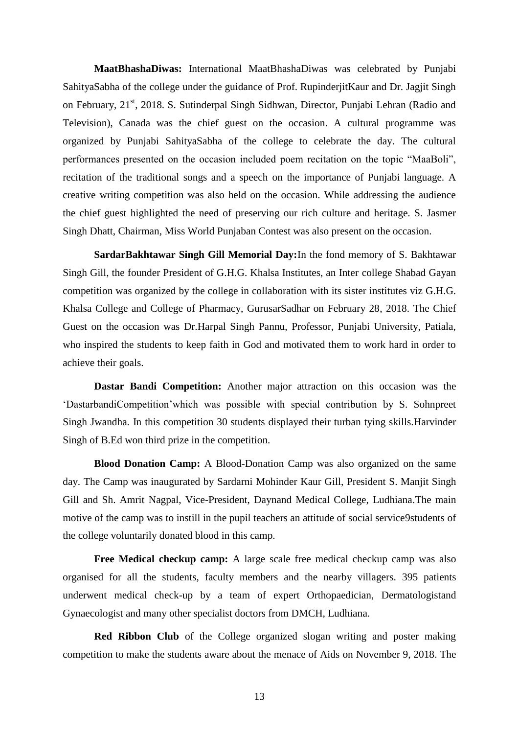**MaatBhashaDiwas:** International MaatBhashaDiwas was celebrated by Punjabi SahityaSabha of the college under the guidance of Prof. RupinderjitKaur and Dr. Jagjit Singh on February, 21st, 2018. S. Sutinderpal Singh Sidhwan, Director, Punjabi Lehran (Radio and Television), Canada was the chief guest on the occasion. A cultural programme was organized by Punjabi SahityaSabha of the college to celebrate the day. The cultural performances presented on the occasion included poem recitation on the topic "MaaBoli", recitation of the traditional songs and a speech on the importance of Punjabi language. A creative writing competition was also held on the occasion. While addressing the audience the chief guest highlighted the need of preserving our rich culture and heritage. S. Jasmer Singh Dhatt, Chairman, Miss World Punjaban Contest was also present on the occasion.

**SardarBakhtawar Singh Gill Memorial Day:**In the fond memory of S. Bakhtawar Singh Gill, the founder President of G.H.G. Khalsa Institutes, an Inter college Shabad Gayan competition was organized by the college in collaboration with its sister institutes viz G.H.G. Khalsa College and College of Pharmacy, GurusarSadhar on February 28, 2018. The Chief Guest on the occasion was Dr.Harpal Singh Pannu, Professor, Punjabi University, Patiala, who inspired the students to keep faith in God and motivated them to work hard in order to achieve their goals.

**Dastar Bandi Competition:** Another major attraction on this occasion was the 'DastarbandiCompetition'which was possible with special contribution by S. Sohnpreet Singh Jwandha. In this competition 30 students displayed their turban tying skills.Harvinder Singh of B.Ed won third prize in the competition.

**Blood Donation Camp:** A Blood-Donation Camp was also organized on the same day. The Camp was inaugurated by Sardarni Mohinder Kaur Gill, President S. Manjit Singh Gill and Sh. Amrit Nagpal, Vice-President, Daynand Medical College, Ludhiana.The main motive of the camp was to instill in the pupil teachers an attitude of social service9students of the college voluntarily donated blood in this camp.

**Free Medical checkup camp:** A large scale free medical checkup camp was also organised for all the students, faculty members and the nearby villagers. 395 patients underwent medical check-up by a team of expert Orthopaedician, Dermatologistand Gynaecologist and many other specialist doctors from DMCH, Ludhiana.

**Red Ribbon Club** of the College organized slogan writing and poster making competition to make the students aware about the menace of Aids on November 9, 2018. The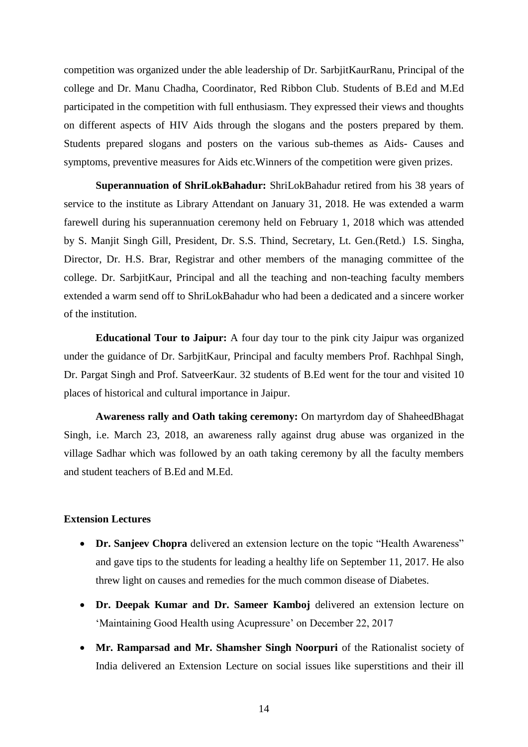competition was organized under the able leadership of Dr. SarbjitKaurRanu, Principal of the college and Dr. Manu Chadha, Coordinator, Red Ribbon Club. Students of B.Ed and M.Ed participated in the competition with full enthusiasm. They expressed their views and thoughts on different aspects of HIV Aids through the slogans and the posters prepared by them. Students prepared slogans and posters on the various sub-themes as Aids- Causes and symptoms, preventive measures for Aids etc.Winners of the competition were given prizes.

**Superannuation of ShriLokBahadur:** ShriLokBahadur retired from his 38 years of service to the institute as Library Attendant on January 31, 2018. He was extended a warm farewell during his superannuation ceremony held on February 1, 2018 which was attended by S. Manjit Singh Gill, President, Dr. S.S. Thind, Secretary, Lt. Gen.(Retd.) I.S. Singha, Director, Dr. H.S. Brar, Registrar and other members of the managing committee of the college. Dr. SarbjitKaur, Principal and all the teaching and non-teaching faculty members extended a warm send off to ShriLokBahadur who had been a dedicated and a sincere worker of the institution.

**Educational Tour to Jaipur:** A four day tour to the pink city Jaipur was organized under the guidance of Dr. SarbjitKaur, Principal and faculty members Prof. Rachhpal Singh, Dr. Pargat Singh and Prof. SatveerKaur. 32 students of B.Ed went for the tour and visited 10 places of historical and cultural importance in Jaipur.

**Awareness rally and Oath taking ceremony:** On martyrdom day of ShaheedBhagat Singh, i.e. March 23, 2018, an awareness rally against drug abuse was organized in the village Sadhar which was followed by an oath taking ceremony by all the faculty members and student teachers of B.Ed and M.Ed.

**Extension Lectures**

- **Dr. Sanjeev Chopra** delivered an extension lecture on the topic "Health Awareness" and gave tips to the students for leading a healthy life on September 11, 2017. He also threw light on causes and remedies for the much common disease of Diabetes.
- **Dr. Deepak Kumar and Dr. Sameer Kamboj** delivered an extension lecture on 'Maintaining Good Health using Acupressure' on December 22, 2017
- **Mr. Ramparsad and Mr. Shamsher Singh Noorpuri** of the Rationalist society of India delivered an Extension Lecture on social issues like superstitions and their ill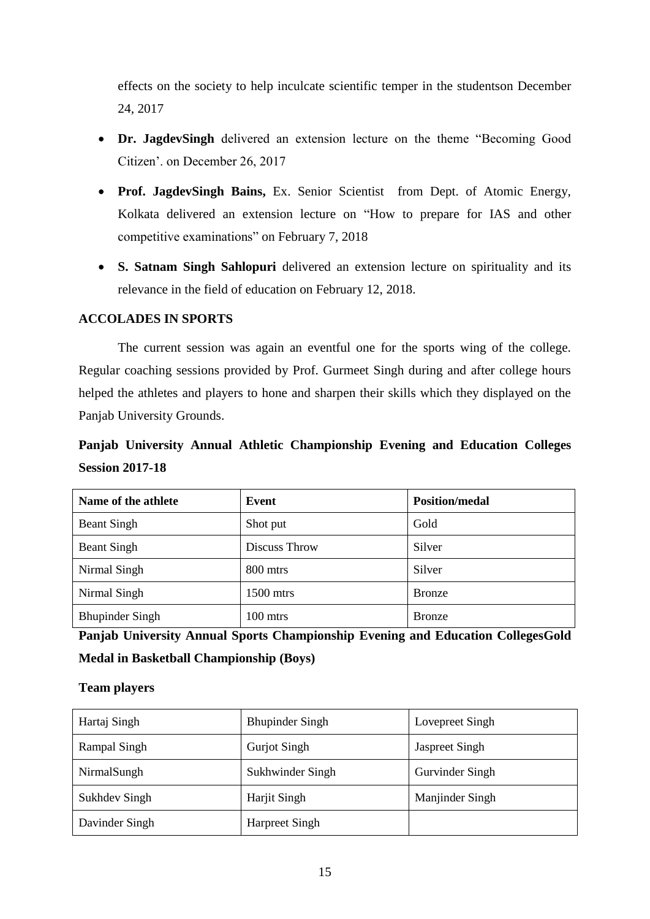effects on the society to help inculcate scientific temper in the studentson December 24, 2017

- **Dr. JagdevSingh** delivered an extension lecture on the theme "Becoming Good Citizen'. on December 26, 2017
- **Prof. JagdevSingh Bains,** Ex. Senior Scientist from Dept. of Atomic Energy, Kolkata delivered an extension lecture on "How to prepare for IAS and other competitive examinations" on February 7, 2018
- **S. Satnam Singh Sahlopuri** delivered an extension lecture on spirituality and its relevance in the field of education on February 12, 2018.

**ACCOLADES IN SPORTS**

The current session was again an eventful one for the sports wing of the college. Regular coaching sessions provided by Prof. Gurmeet Singh during and after college hours helped the athletes and players to hone and sharpen their skills which they displayed on the Panjab University Grounds.

**Panjab University Annual Athletic Championship Evening and Education Colleges Session 2017-18**

| Name of the athlete | Event | Position/medal |
| --- | --- | --- |
| Beant Singh | Shot put | Gold |
| Beant Singh | Discuss Throw | Silver |
| Nirmal Singh | 800 mtrs | Silver |
| Nirmal Singh | 1500 mtrs | Bronze |
| Bhupinder Singh | 100 mtrs | Bronze |

**Panjab University Annual Sports Championship Evening and Education CollegesGold Medal in Basketball Championship (Boys)**

**Team players**

| | | |
| --- | --- | --- |
| Hartaj Singh | Bhupinder Singh | Lovepreet Singh |
| Rampal Singh | Gurjot Singh | Jaspreet Singh |
| NirmalSungh | Sukhwinder Singh | Gurvinder Singh |
| Sukhdev Singh | Harjit Singh | Manjinder Singh |
| Davinder Singh | Harpreet Singh | |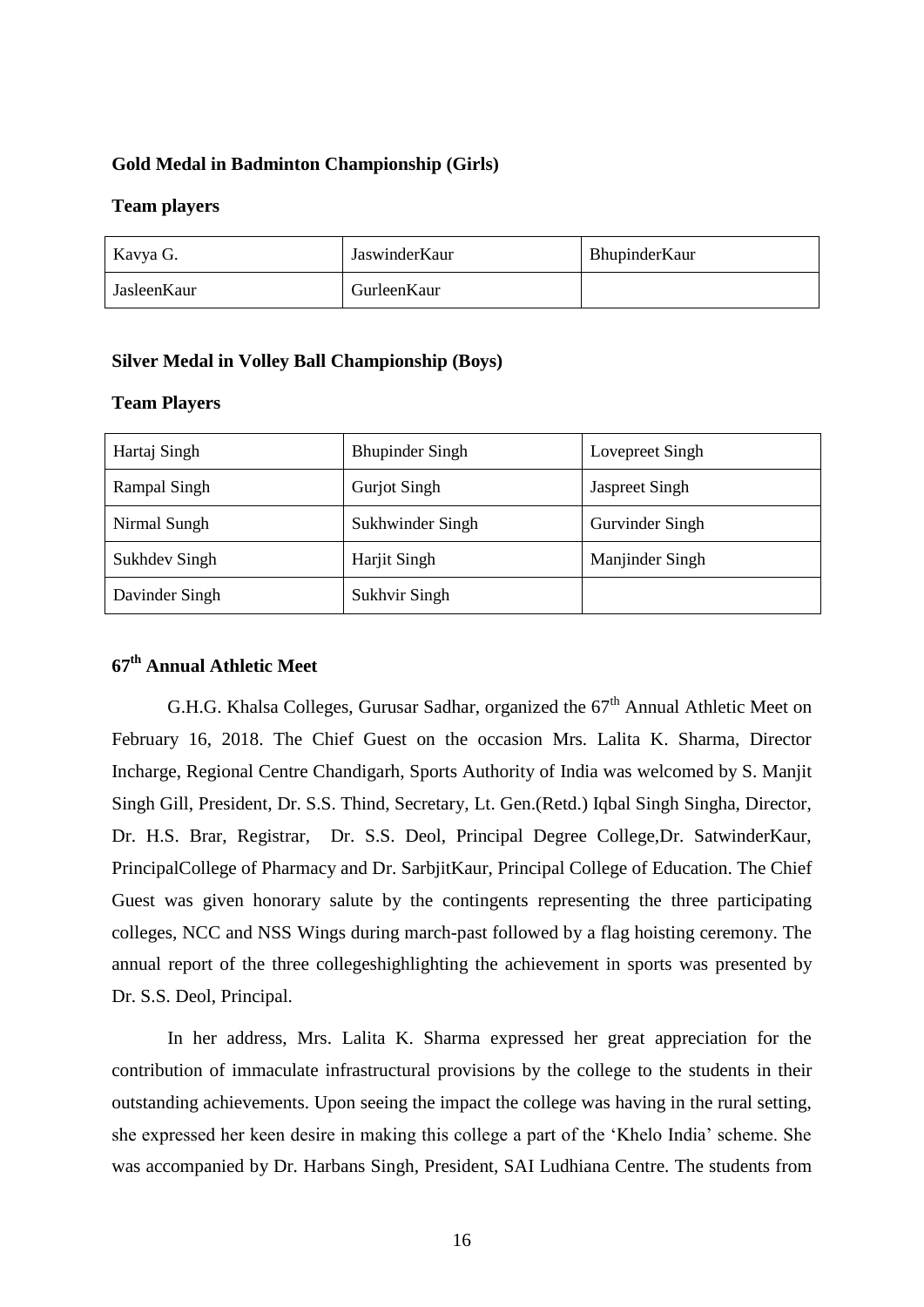**Gold Medal in Badminton Championship (Girls)**

**Team players**

| Kavya G. | JaswinderKaur | BhupinderKaur |
|---|---|---|
| JasleenKaur | GurleenKaur | |

**Silver Medal in Volley Ball Championship (Boys)**

**Team Players**

| Hartaj Singh | Bhupinder Singh | Lovepreet Singh |
|---|---|---|
| Rampal Singh | Gurjot Singh | Jaspreet Singh |
| Nirmal Sungh | Sukhwinder Singh | Gurvinder Singh |
| Sukhdev Singh | Harjit Singh | Manjinder Singh |
| Davinder Singh | Sukhvir Singh | |

**67th Annual Athletic Meet**

G.H.G. Khalsa Colleges, Gurusar Sadhar, organized the 67th Annual Athletic Meet on February 16, 2018. The Chief Guest on the occasion Mrs. Lalita K. Sharma, Director Incharge, Regional Centre Chandigarh, Sports Authority of India was welcomed by S. Manjit Singh Gill, President, Dr. S.S. Thind, Secretary, Lt. Gen.(Retd.) Iqbal Singh Singha, Director, Dr. H.S. Brar, Registrar, Dr. S.S. Deol, Principal Degree College,Dr. SatwinderKaur, PrincipalCollege of Pharmacy and Dr. SarbjitKaur, Principal College of Education. The Chief Guest was given honorary salute by the contingents representing the three participating colleges, NCC and NSS Wings during march-past followed by a flag hoisting ceremony. The annual report of the three collegeshighlighting the achievement in sports was presented by Dr. S.S. Deol, Principal.

In her address, Mrs. Lalita K. Sharma expressed her great appreciation for the contribution of immaculate infrastructural provisions by the college to the students in their outstanding achievements. Upon seeing the impact the college was having in the rural setting, she expressed her keen desire in making this college a part of the 'Khelo India' scheme. She was accompanied by Dr. Harbans Singh, President, SAI Ludhiana Centre. The students from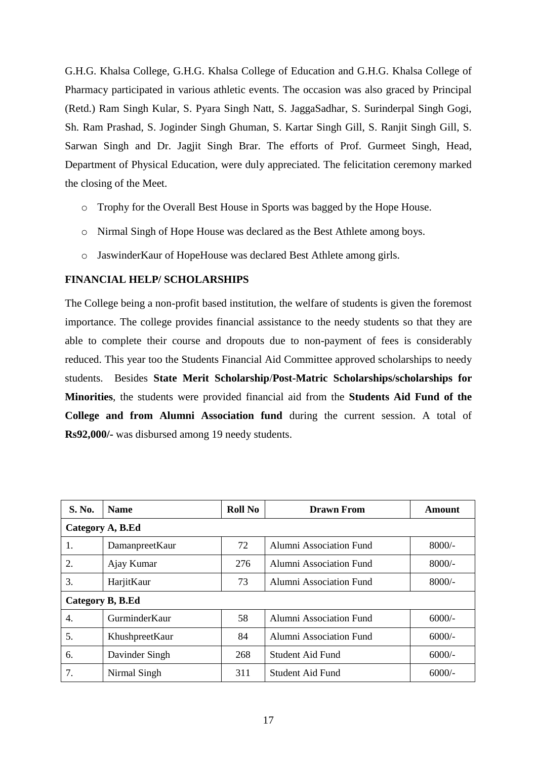G.H.G. Khalsa College, G.H.G. Khalsa College of Education and G.H.G. Khalsa College of Pharmacy participated in various athletic events. The occasion was also graced by Principal (Retd.) Ram Singh Kular, S. Pyara Singh Natt, S. JaggaSadhar, S. Surinderpal Singh Gogi, Sh. Ram Prashad, S. Joginder Singh Ghuman, S. Kartar Singh Gill, S. Ranjit Singh Gill, S. Sarwan Singh and Dr. Jagjit Singh Brar. The efforts of Prof. Gurmeet Singh, Head, Department of Physical Education, were duly appreciated. The felicitation ceremony marked the closing of the Meet.

- Trophy for the Overall Best House in Sports was bagged by the Hope House.
- Nirmal Singh of Hope House was declared as the Best Athlete among boys.
- JaswinderKaur of HopeHouse was declared Best Athlete among girls.

**FINANCIAL HELP/ SCHOLARSHIPS**

The College being a non-profit based institution, the welfare of students is given the foremost importance. The college provides financial assistance to the needy students so that they are able to complete their course and dropouts due to non-payment of fees is considerably reduced. This year too the Students Financial Aid Committee approved scholarships to needy students. Besides **State Merit Scholarship/Post-Matric Scholarships/scholarships for Minorities**, the students were provided financial aid from the **Students Aid Fund of the College and from Alumni Association fund** during the current session. A total of **Rs92,000/-** was disbursed among 19 needy students.

| S. No. | Name | Roll No | Drawn From | Amount |
|---|---|---|---|---|
| **Category A, B.Ed** | | | | |
| 1. | DamanpreetKaur | 72 | Alumni Association Fund | 8000/- |
| 2. | Ajay Kumar | 276 | Alumni Association Fund | 8000/- |
| 3. | HarjitKaur | 73 | Alumni Association Fund | 8000/- |
| **Category B, B.Ed** | | | | |
| 4. | GurminderKaur | 58 | Alumni Association Fund | 6000/- |
| 5. | KhushpreetKaur | 84 | Alumni Association Fund | 6000/- |
| 6. | Davinder Singh | 268 | Student Aid Fund | 6000/- |
| 7. | Nirmal Singh | 311 | Student Aid Fund | 6000/- |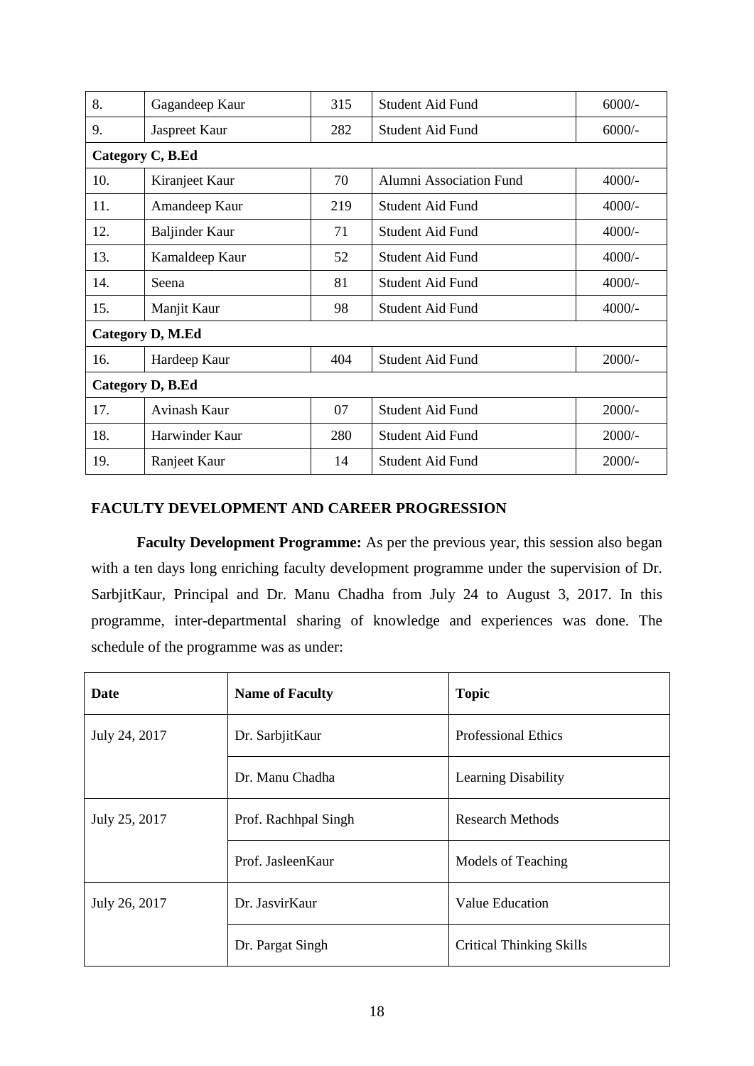| | | | | |
|---|---|---|---|---|
| 8. | Gagandeep Kaur | 315 | Student Aid Fund | 6000/- |
| 9. | Jaspreet Kaur | 282 | Student Aid Fund | 6000/- |
| **Category C, B.Ed** | | | | |
| 10. | Kiranjeet Kaur | 70 | Alumni Association Fund | 4000/- |
| 11. | Amandeep Kaur | 219 | Student Aid Fund | 4000/- |
| 12. | Baljinder Kaur | 71 | Student Aid Fund | 4000/- |
| 13. | Kamaldeep Kaur | 52 | Student Aid Fund | 4000/- |
| 14. | Seena | 81 | Student Aid Fund | 4000/- |
| 15. | Manjit Kaur | 98 | Student Aid Fund | 4000/- |
| **Category D, M.Ed** | | | | |
| 16. | Hardeep Kaur | 404 | Student Aid Fund | 2000/- |
| **Category D, B.Ed** | | | | |
| 17. | Avinash Kaur | 07 | Student Aid Fund | 2000/- |
| 18. | Harwinder Kaur | 280 | Student Aid Fund | 2000/- |
| 19. | Ranjeet Kaur | 14 | Student Aid Fund | 2000/- |

## FACULTY DEVELOPMENT AND CAREER PROGRESSION

**Faculty Development Programme:** As per the previous year, this session also began with a ten days long enriching faculty development programme under the supervision of Dr. SarbjitKaur, Principal and Dr. Manu Chadha from July 24 to August 3, 2017. In this programme, inter-departmental sharing of knowledge and experiences was done. The schedule of the programme was as under:

| Date | Name of Faculty | Topic |
|---|---|---|
| July 24, 2017 | Dr. SarbjitKaur | Professional Ethics |
| | Dr. Manu Chadha | Learning Disability |
| July 25, 2017 | Prof. Rachhpal Singh | Research Methods |
| | Prof. JasleenKaur | Models of Teaching |
| July 26, 2017 | Dr. JasvirKaur | Value Education |
| | Dr. Pargat Singh | Critical Thinking Skills |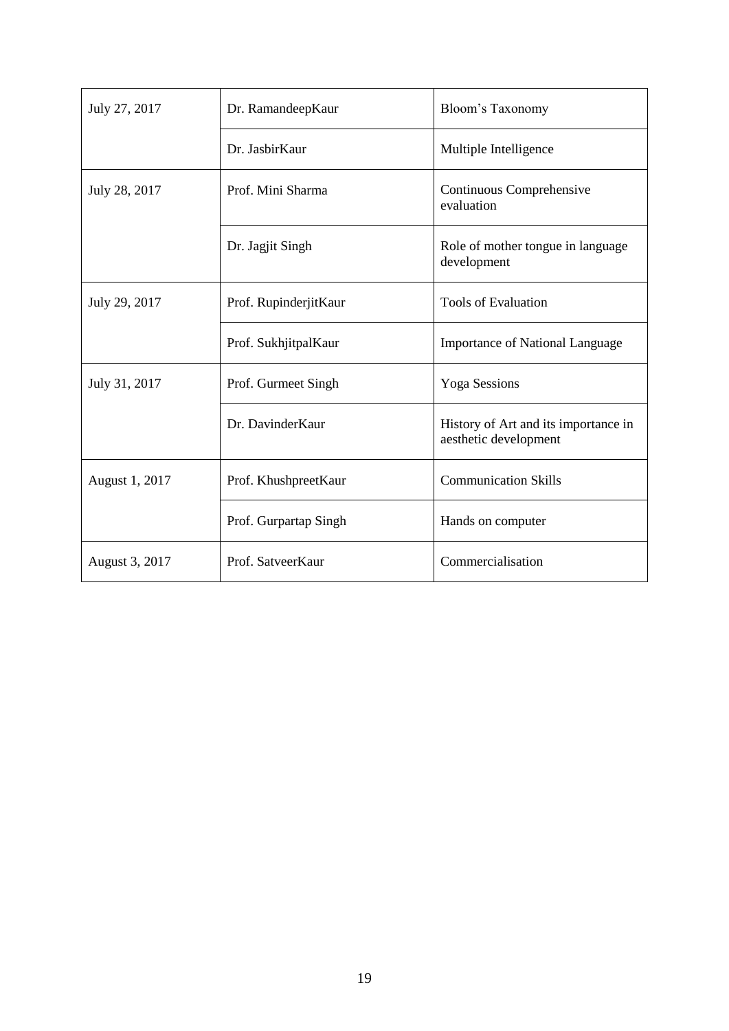| July 27, 2017 | Dr. RamandeepKaur | Bloom's Taxonomy |
|---|---|---|
| | Dr. JasbirKaur | Multiple Intelligence |
| July 28, 2017 | Prof. Mini Sharma | Continuous Comprehensive evaluation |
| | Dr. Jagjit Singh | Role of mother tongue in language development |
| July 29, 2017 | Prof. RupinderjitKaur | Tools of Evaluation |
| | Prof. SukhjitpalKaur | Importance of National Language |
| July 31, 2017 | Prof. Gurmeet Singh | Yoga Sessions |
| | Dr. DavinderKaur | History of Art and its importance in aesthetic development |
| August 1, 2017 | Prof. KhushpreetKaur | Communication Skills |
| | Prof. Gurpartap Singh | Hands on computer |
| August 3, 2017 | Prof. SatveerKaur | Commercialisation |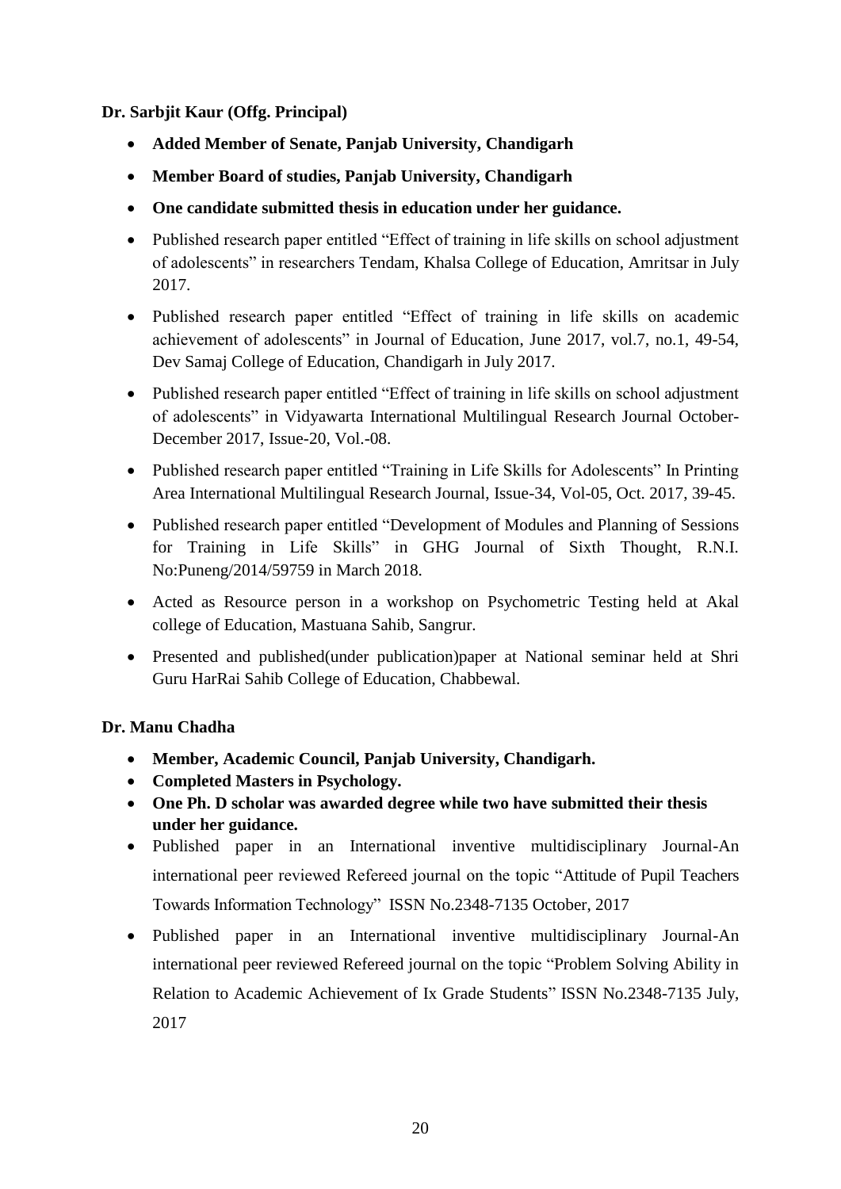**Dr. Sarbjit Kaur (Offg. Principal)**

- **Added Member of Senate, Panjab University, Chandigarh**
- **Member Board of studies, Panjab University, Chandigarh**
- **One candidate submitted thesis in education under her guidance.**
- Published research paper entitled "Effect of training in life skills on school adjustment of adolescents" in researchers Tendam, Khalsa College of Education, Amritsar in July 2017.
- Published research paper entitled "Effect of training in life skills on academic achievement of adolescents" in Journal of Education, June 2017, vol.7, no.1, 49-54, Dev Samaj College of Education, Chandigarh in July 2017.
- Published research paper entitled "Effect of training in life skills on school adjustment of adolescents" in Vidyawarta International Multilingual Research Journal October-December 2017, Issue-20, Vol.-08.
- Published research paper entitled "Training in Life Skills for Adolescents" In Printing Area International Multilingual Research Journal, Issue-34, Vol-05, Oct. 2017, 39-45.
- Published research paper entitled "Development of Modules and Planning of Sessions for Training in Life Skills" in GHG Journal of Sixth Thought, R.N.I. No:Puneng/2014/59759 in March 2018.
- Acted as Resource person in a workshop on Psychometric Testing held at Akal college of Education, Mastuana Sahib, Sangrur.
- Presented and published(under publication)paper at National seminar held at Shri Guru HarRai Sahib College of Education, Chabbewal.

**Dr. Manu Chadha**

- **Member, Academic Council, Panjab University, Chandigarh.**
- **Completed Masters in Psychology.**
- **One Ph. D scholar was awarded degree while two have submitted their thesis under her guidance.**
- Published paper in an International inventive multidisciplinary Journal-An international peer reviewed Refereed journal on the topic "Attitude of Pupil Teachers Towards Information Technology" ISSN No.2348-7135 October, 2017
- Published paper in an International inventive multidisciplinary Journal-An international peer reviewed Refereed journal on the topic "Problem Solving Ability in Relation to Academic Achievement of Ix Grade Students" ISSN No.2348-7135 July, 2017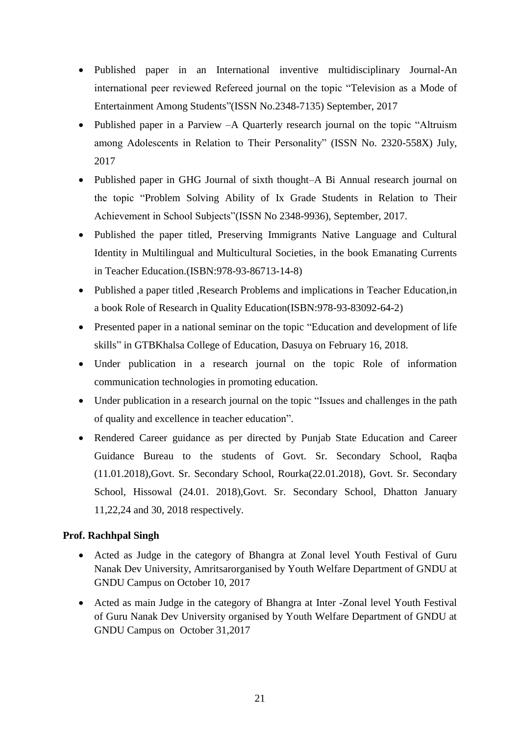- Published paper in an International inventive multidisciplinary Journal-An international peer reviewed Refereed journal on the topic "Television as a Mode of Entertainment Among Students"(ISSN No.2348-7135) September, 2017
- Published paper in a Parview –A Quarterly research journal on the topic "Altruism among Adolescents in Relation to Their Personality" (ISSN No. 2320-558X) July, 2017
- Published paper in GHG Journal of sixth thought–A Bi Annual research journal on the topic "Problem Solving Ability of Ix Grade Students in Relation to Their Achievement in School Subjects"(ISSN No 2348-9936), September, 2017.
- Published the paper titled, Preserving Immigrants Native Language and Cultural Identity in Multilingual and Multicultural Societies, in the book Emanating Currents in Teacher Education.(ISBN:978-93-86713-14-8)
- Published a paper titled ,Research Problems and implications in Teacher Education,in a book Role of Research in Quality Education(ISBN:978-93-83092-64-2)
- Presented paper in a national seminar on the topic "Education and development of life skills" in GTBKhalsa College of Education, Dasuya on February 16, 2018.
- Under publication in a research journal on the topic Role of information communication technologies in promoting education.
- Under publication in a research journal on the topic "Issues and challenges in the path of quality and excellence in teacher education".
- Rendered Career guidance as per directed by Punjab State Education and Career Guidance Bureau to the students of Govt. Sr. Secondary School, Raqba (11.01.2018),Govt. Sr. Secondary School, Rourka(22.01.2018), Govt. Sr. Secondary School, Hissowal (24.01. 2018),Govt. Sr. Secondary School, Dhatton January 11,22,24 and 30, 2018 respectively.

**Prof. Rachhpal Singh**

- Acted as Judge in the category of Bhangra at Zonal level Youth Festival of Guru Nanak Dev University, Amritsarorganised by Youth Welfare Department of GNDU at GNDU Campus on October 10, 2017
- Acted as main Judge in the category of Bhangra at Inter -Zonal level Youth Festival of Guru Nanak Dev University organised by Youth Welfare Department of GNDU at GNDU Campus on October 31,2017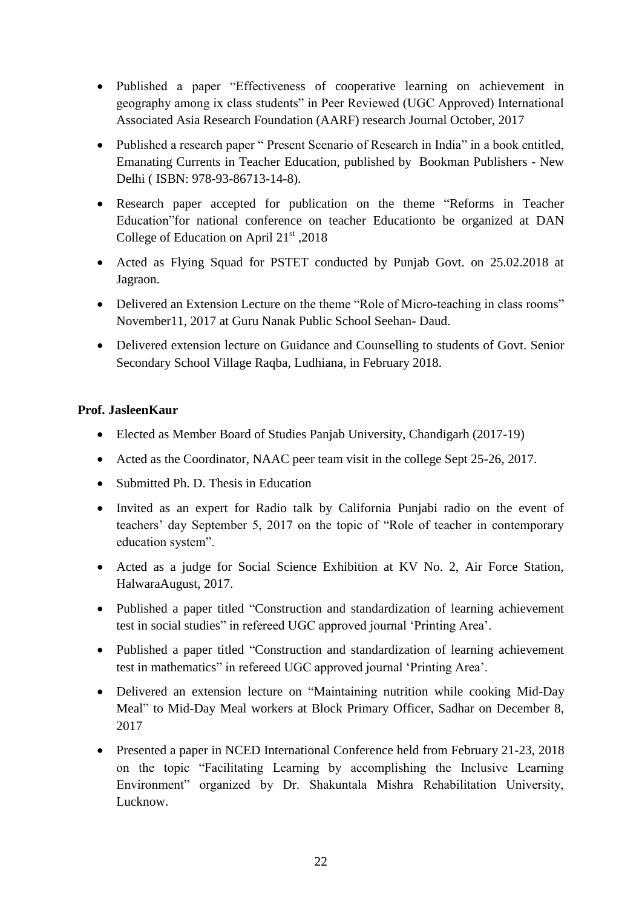- Published a paper "Effectiveness of cooperative learning on achievement in geography among ix class students" in Peer Reviewed (UGC Approved) International Associated Asia Research Foundation (AARF) research Journal October, 2017
- Published a research paper " Present Scenario of Research in India" in a book entitled, Emanating Currents in Teacher Education, published by Bookman Publishers - New Delhi ( ISBN: 978-93-86713-14-8).
- Research paper accepted for publication on the theme "Reforms in Teacher Education"for national conference on teacher Educationto be organized at DAN College of Education on April 21st ,2018
- Acted as Flying Squad for PSTET conducted by Punjab Govt. on 25.02.2018 at Jagraon.
- Delivered an Extension Lecture on the theme "Role of Micro-teaching in class rooms" November11, 2017 at Guru Nanak Public School Seehan- Daud.
- Delivered extension lecture on Guidance and Counselling to students of Govt. Senior Secondary School Village Raqba, Ludhiana, in February 2018.

**Prof. JasleenKaur**

- Elected as Member Board of Studies Panjab University, Chandigarh (2017-19)
- Acted as the Coordinator, NAAC peer team visit in the college Sept 25-26, 2017.
- Submitted Ph. D. Thesis in Education
- Invited as an expert for Radio talk by California Punjabi radio on the event of teachers' day September 5, 2017 on the topic of "Role of teacher in contemporary education system".
- Acted as a judge for Social Science Exhibition at KV No. 2, Air Force Station, HalwaraAugust, 2017.
- Published a paper titled "Construction and standardization of learning achievement test in social studies" in refereed UGC approved journal 'Printing Area'.
- Published a paper titled "Construction and standardization of learning achievement test in mathematics" in refereed UGC approved journal 'Printing Area'.
- Delivered an extension lecture on "Maintaining nutrition while cooking Mid-Day Meal" to Mid-Day Meal workers at Block Primary Officer, Sadhar on December 8, 2017
- Presented a paper in NCED International Conference held from February 21-23, 2018 on the topic "Facilitating Learning by accomplishing the Inclusive Learning Environment" organized by Dr. Shakuntala Mishra Rehabilitation University, Lucknow.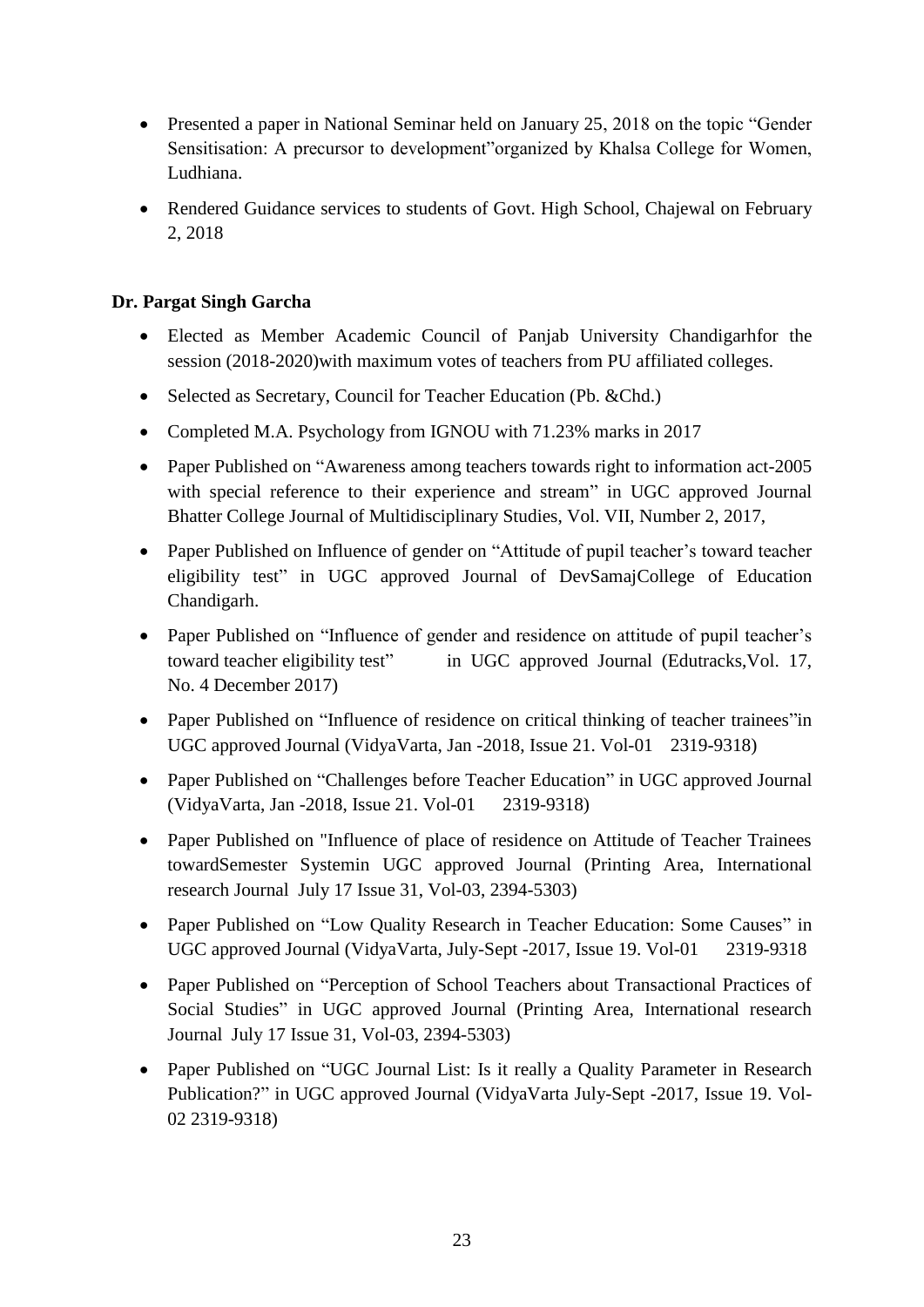- Presented a paper in National Seminar held on January 25, 2018 on the topic "Gender Sensitisation: A precursor to development"organized by Khalsa College for Women, Ludhiana.
- Rendered Guidance services to students of Govt. High School, Chajewal on February 2, 2018

**Dr. Pargat Singh Garcha**

- Elected as Member Academic Council of Panjab University Chandigarhfor the session (2018-2020)with maximum votes of teachers from PU affiliated colleges.
- Selected as Secretary, Council for Teacher Education (Pb. &Chd.)
- Completed M.A. Psychology from IGNOU with 71.23% marks in 2017
- Paper Published on "Awareness among teachers towards right to information act-2005 with special reference to their experience and stream" in UGC approved Journal Bhatter College Journal of Multidisciplinary Studies, Vol. VII, Number 2, 2017,
- Paper Published on Influence of gender on "Attitude of pupil teacher's toward teacher eligibility test" in UGC approved Journal of DevSamajCollege of Education Chandigarh.
- Paper Published on "Influence of gender and residence on attitude of pupil teacher's toward teacher eligibility test" in UGC approved Journal (Edutracks,Vol. 17, No. 4 December 2017)
- Paper Published on "Influence of residence on critical thinking of teacher trainees"in UGC approved Journal (VidyaVarta, Jan -2018, Issue 21. Vol-01 2319-9318)
- Paper Published on "Challenges before Teacher Education" in UGC approved Journal (VidyaVarta, Jan -2018, Issue 21. Vol-01 2319-9318)
- Paper Published on "Influence of place of residence on Attitude of Teacher Trainees towardSemester Systemin UGC approved Journal (Printing Area, International research Journal July 17 Issue 31, Vol-03, 2394-5303)
- Paper Published on "Low Quality Research in Teacher Education: Some Causes" in UGC approved Journal (VidyaVarta, July-Sept -2017, Issue 19. Vol-01 2319-9318
- Paper Published on "Perception of School Teachers about Transactional Practices of Social Studies" in UGC approved Journal (Printing Area, International research Journal July 17 Issue 31, Vol-03, 2394-5303)
- Paper Published on "UGC Journal List: Is it really a Quality Parameter in Research Publication?" in UGC approved Journal (VidyaVarta July-Sept -2017, Issue 19. Vol-02 2319-9318)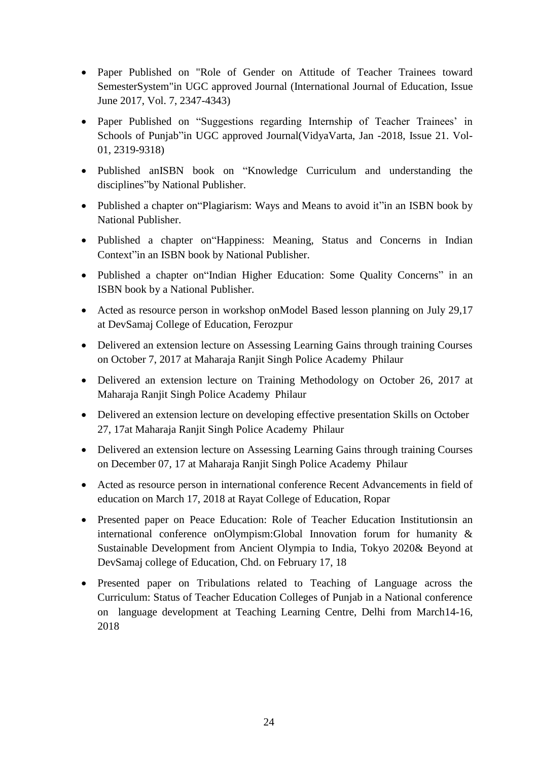- Paper Published on "Role of Gender on Attitude of Teacher Trainees toward SemesterSystem"in UGC approved Journal (International Journal of Education, Issue June 2017, Vol. 7, 2347-4343)
- Paper Published on "Suggestions regarding Internship of Teacher Trainees' in Schools of Punjab"in UGC approved Journal(VidyaVarta, Jan -2018, Issue 21. Vol-01, 2319-9318)
- Published anISBN book on "Knowledge Curriculum and understanding the disciplines"by National Publisher.
- Published a chapter on"Plagiarism: Ways and Means to avoid it"in an ISBN book by National Publisher.
- Published a chapter on"Happiness: Meaning, Status and Concerns in Indian Context"in an ISBN book by National Publisher.
- Published a chapter on"Indian Higher Education: Some Quality Concerns" in an ISBN book by a National Publisher.
- Acted as resource person in workshop onModel Based lesson planning on July 29,17 at DevSamaj College of Education, Ferozpur
- Delivered an extension lecture on Assessing Learning Gains through training Courses on October 7, 2017 at Maharaja Ranjit Singh Police Academy Philaur
- Delivered an extension lecture on Training Methodology on October 26, 2017 at Maharaja Ranjit Singh Police Academy Philaur
- Delivered an extension lecture on developing effective presentation Skills on October 27, 17at Maharaja Ranjit Singh Police Academy Philaur
- Delivered an extension lecture on Assessing Learning Gains through training Courses on December 07, 17 at Maharaja Ranjit Singh Police Academy Philaur
- Acted as resource person in international conference Recent Advancements in field of education on March 17, 2018 at Rayat College of Education, Ropar
- Presented paper on Peace Education: Role of Teacher Education Institutionsin an international conference onOlympism:Global Innovation forum for humanity & Sustainable Development from Ancient Olympia to India, Tokyo 2020& Beyond at DevSamaj college of Education, Chd. on February 17, 18
- Presented paper on Tribulations related to Teaching of Language across the Curriculum: Status of Teacher Education Colleges of Punjab in a National conference on language development at Teaching Learning Centre, Delhi from March14-16, 2018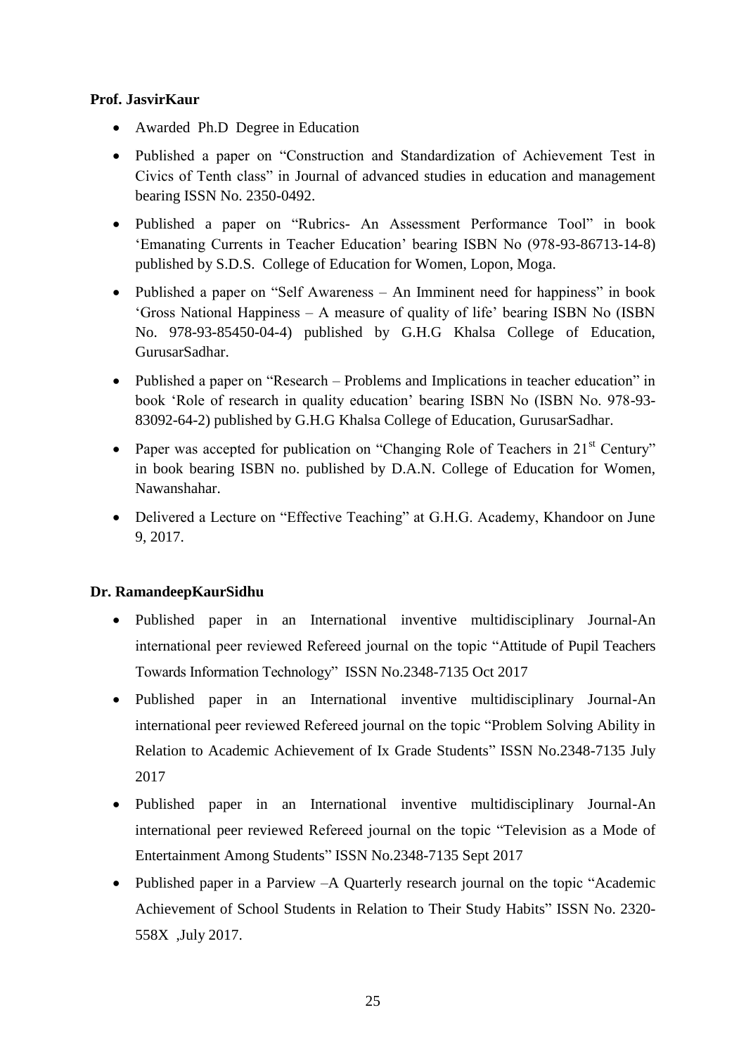**Prof. JasvirKaur**

- Awarded Ph.D Degree in Education
- Published a paper on "Construction and Standardization of Achievement Test in Civics of Tenth class" in Journal of advanced studies in education and management bearing ISSN No. 2350-0492.
- Published a paper on "Rubrics- An Assessment Performance Tool" in book 'Emanating Currents in Teacher Education' bearing ISBN No (978-93-86713-14-8) published by S.D.S. College of Education for Women, Lopon, Moga.
- Published a paper on "Self Awareness – An Imminent need for happiness" in book 'Gross National Happiness – A measure of quality of life' bearing ISBN No (ISBN No. 978-93-85450-04-4) published by G.H.G Khalsa College of Education, GurusarSadhar.
- Published a paper on "Research – Problems and Implications in teacher education" in book 'Role of research in quality education' bearing ISBN No (ISBN No. 978-93-83092-64-2) published by G.H.G Khalsa College of Education, GurusarSadhar.
- Paper was accepted for publication on "Changing Role of Teachers in 21st Century" in book bearing ISBN no. published by D.A.N. College of Education for Women, Nawanshahar.
- Delivered a Lecture on "Effective Teaching" at G.H.G. Academy, Khandoor on June 9, 2017.

**Dr. RamandeepKaurSidhu**

- Published paper in an International inventive multidisciplinary Journal-An international peer reviewed Refereed journal on the topic "Attitude of Pupil Teachers Towards Information Technology" ISSN No.2348-7135 Oct 2017
- Published paper in an International inventive multidisciplinary Journal-An international peer reviewed Refereed journal on the topic "Problem Solving Ability in Relation to Academic Achievement of Ix Grade Students" ISSN No.2348-7135 July 2017
- Published paper in an International inventive multidisciplinary Journal-An international peer reviewed Refereed journal on the topic "Television as a Mode of Entertainment Among Students" ISSN No.2348-7135 Sept 2017
- Published paper in a Parview –A Quarterly research journal on the topic "Academic Achievement of School Students in Relation to Their Study Habits" ISSN No. 2320-558X ,July 2017.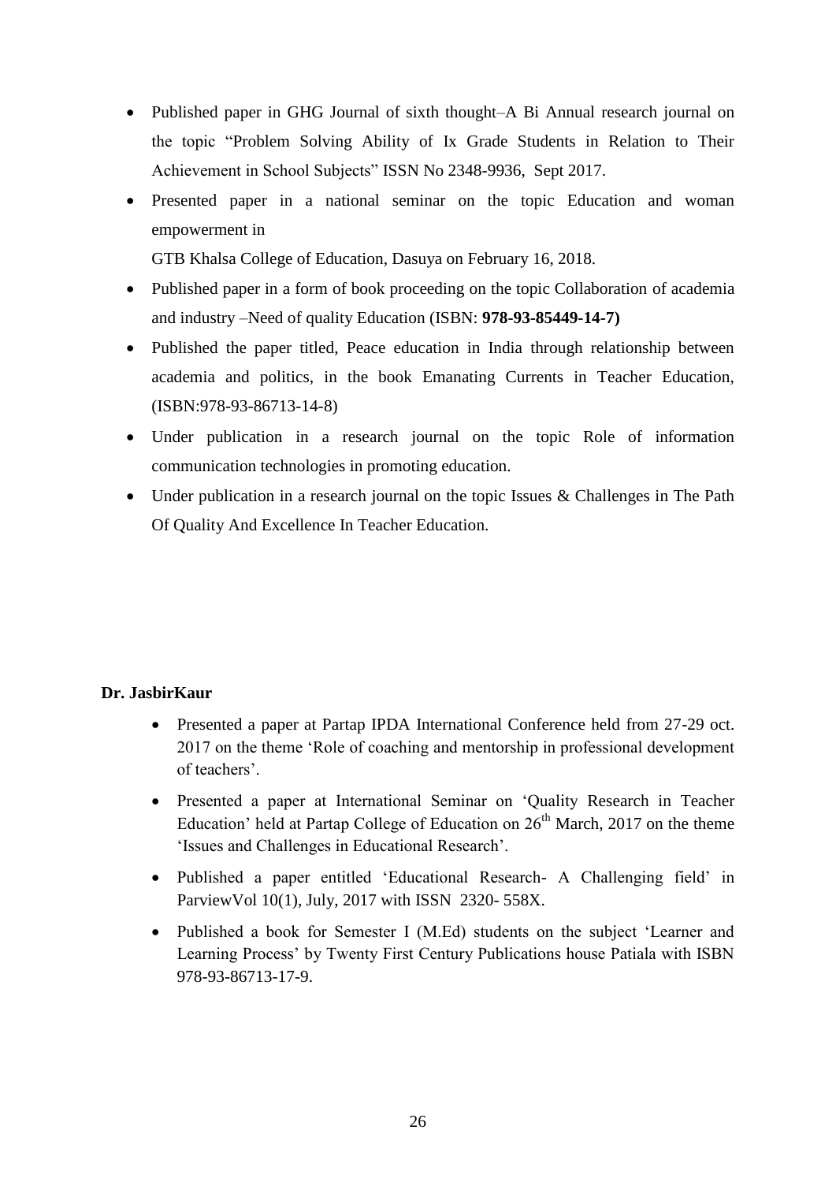- Published paper in GHG Journal of sixth thought–A Bi Annual research journal on the topic "Problem Solving Ability of Ix Grade Students in Relation to Their Achievement in School Subjects" ISSN No 2348-9936, Sept 2017.
- Presented paper in a national seminar on the topic Education and woman empowerment in

  GTB Khalsa College of Education, Dasuya on February 16, 2018.
- Published paper in a form of book proceeding on the topic Collaboration of academia and industry –Need of quality Education (ISBN: **978-93-85449-14-7)**
- Published the paper titled, Peace education in India through relationship between academia and politics, in the book Emanating Currents in Teacher Education, (ISBN:978-93-86713-14-8)
- Under publication in a research journal on the topic Role of information communication technologies in promoting education.
- Under publication in a research journal on the topic Issues & Challenges in The Path Of Quality And Excellence In Teacher Education.

**Dr. JasbirKaur**

- Presented a paper at Partap IPDA International Conference held from 27-29 oct. 2017 on the theme 'Role of coaching and mentorship in professional development of teachers'.
- Presented a paper at International Seminar on 'Quality Research in Teacher Education' held at Partap College of Education on 26th March, 2017 on the theme 'Issues and Challenges in Educational Research'.
- Published a paper entitled 'Educational Research- A Challenging field' in ParviewVol 10(1), July, 2017 with ISSN 2320- 558X.
- Published a book for Semester I (M.Ed) students on the subject 'Learner and Learning Process' by Twenty First Century Publications house Patiala with ISBN 978-93-86713-17-9.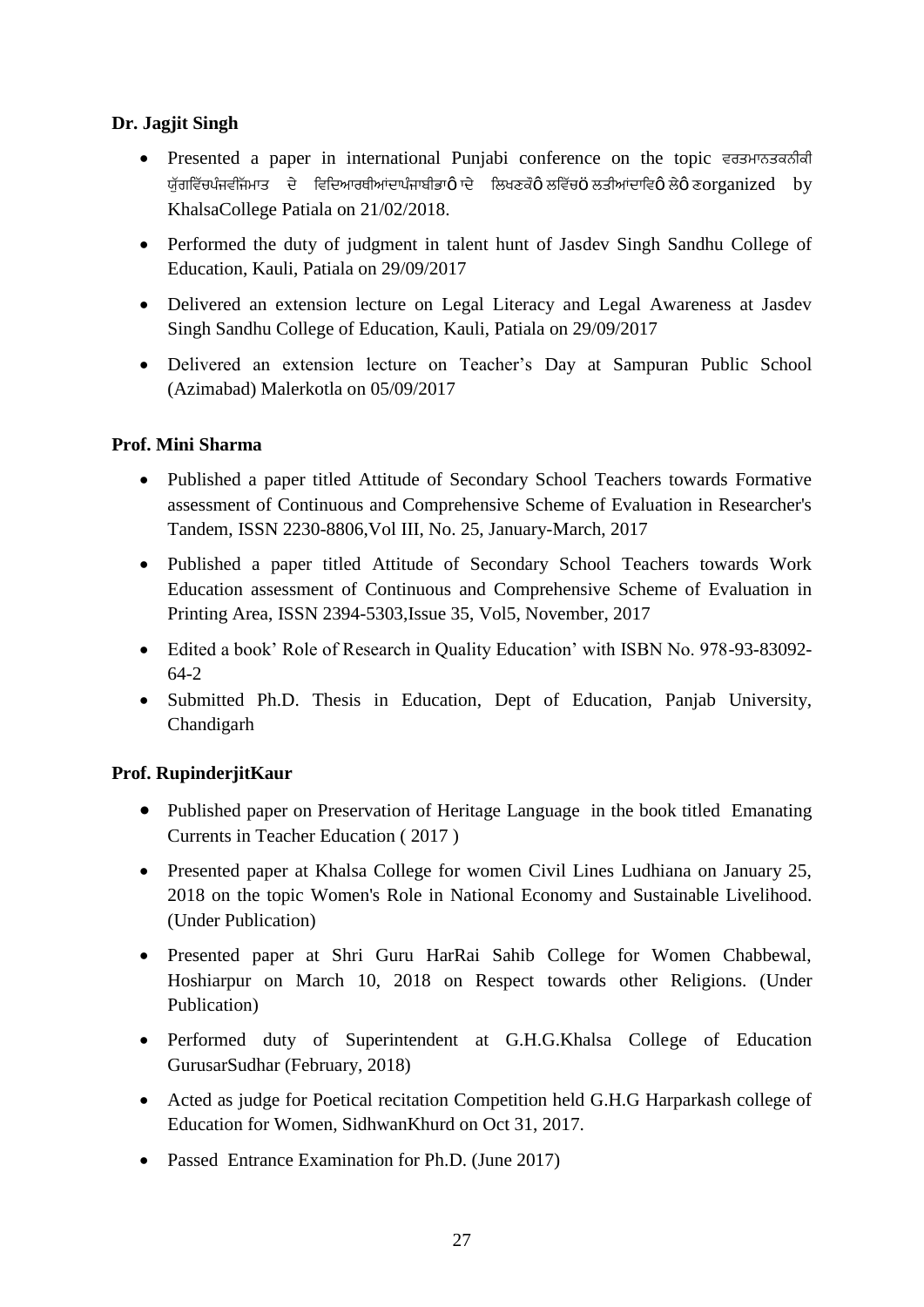**Dr. Jagjit Singh**

- Presented a paper in international Punjabi conference on the topic ਵਰਤਮਾਨਤਕਨੀਕੀ ਯੁੱਗਵਿੱਚਪੰਜਵੀਂਮਾਤ ਦੇ ਵਿਦਿਆਰਥੀਆਂਦਾਪੰਜਾਬੀਭਾÔ ਾਦੇ ਲਿਖਣਕੌÔ ਲਵਿੱਚÖ ਲਤੀਆਂਦਾਵਿÔ ਲੇÔ ਣorganized by KhalsaCollege Patiala on 21/02/2018.
- Performed the duty of judgment in talent hunt of Jasdev Singh Sandhu College of Education, Kauli, Patiala on 29/09/2017
- Delivered an extension lecture on Legal Literacy and Legal Awareness at Jasdev Singh Sandhu College of Education, Kauli, Patiala on 29/09/2017
- Delivered an extension lecture on Teacher's Day at Sampuran Public School (Azimabad) Malerkotla on 05/09/2017

**Prof. Mini Sharma**

- Published a paper titled Attitude of Secondary School Teachers towards Formative assessment of Continuous and Comprehensive Scheme of Evaluation in Researcher's Tandem, ISSN 2230-8806,Vol III, No. 25, January-March, 2017
- Published a paper titled Attitude of Secondary School Teachers towards Work Education assessment of Continuous and Comprehensive Scheme of Evaluation in Printing Area, ISSN 2394-5303,Issue 35, Vol5, November, 2017
- Edited a book' Role of Research in Quality Education' with ISBN No. 978-93-83092-64-2
- Submitted Ph.D. Thesis in Education, Dept of Education, Panjab University, Chandigarh

**Prof. RupinderjitKaur**

- Published paper on Preservation of Heritage Language in the book titled Emanating Currents in Teacher Education ( 2017 )
- Presented paper at Khalsa College for women Civil Lines Ludhiana on January 25, 2018 on the topic Women's Role in National Economy and Sustainable Livelihood. (Under Publication)
- Presented paper at Shri Guru HarRai Sahib College for Women Chabbewal, Hoshiarpur on March 10, 2018 on Respect towards other Religions. (Under Publication)
- Performed duty of Superintendent at G.H.G.Khalsa College of Education GurusarSudhar (February, 2018)
- Acted as judge for Poetical recitation Competition held G.H.G Harparkash college of Education for Women, SidhwanKhurd on Oct 31, 2017.
- Passed Entrance Examination for Ph.D. (June 2017)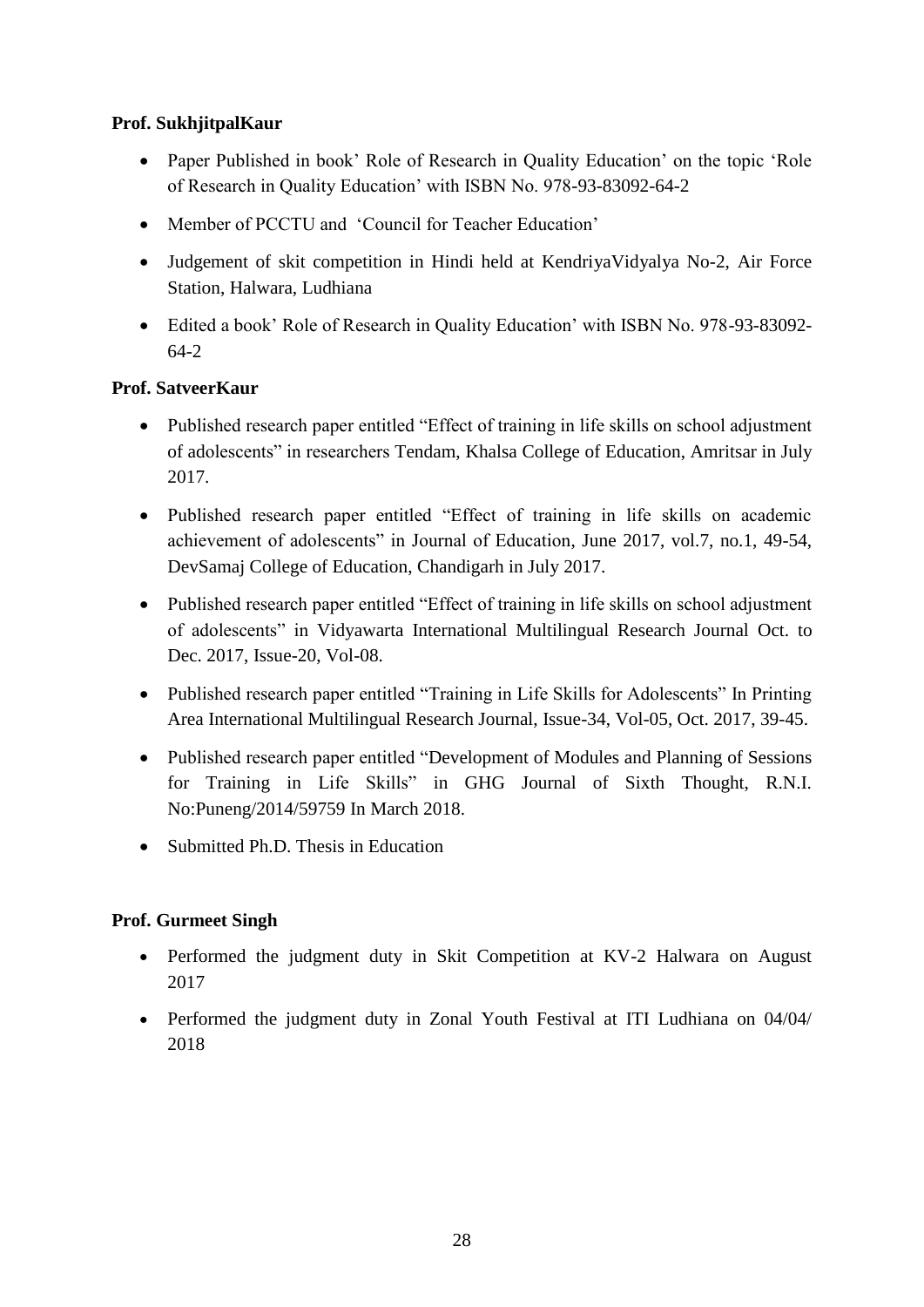**Prof. SukhjitpalKaur**

- Paper Published in book' Role of Research in Quality Education' on the topic 'Role of Research in Quality Education' with ISBN No. 978-93-83092-64-2
- Member of PCCTU and 'Council for Teacher Education'
- Judgement of skit competition in Hindi held at KendriyaVidyalya No-2, Air Force Station, Halwara, Ludhiana
- Edited a book' Role of Research in Quality Education' with ISBN No. 978-93-83092-64-2

**Prof. SatveerKaur**

- Published research paper entitled "Effect of training in life skills on school adjustment of adolescents" in researchers Tendam, Khalsa College of Education, Amritsar in July 2017.
- Published research paper entitled "Effect of training in life skills on academic achievement of adolescents" in Journal of Education, June 2017, vol.7, no.1, 49-54, DevSamaj College of Education, Chandigarh in July 2017.
- Published research paper entitled "Effect of training in life skills on school adjustment of adolescents" in Vidyawarta International Multilingual Research Journal Oct. to Dec. 2017, Issue-20, Vol-08.
- Published research paper entitled "Training in Life Skills for Adolescents" In Printing Area International Multilingual Research Journal, Issue-34, Vol-05, Oct. 2017, 39-45.
- Published research paper entitled "Development of Modules and Planning of Sessions for Training in Life Skills" in GHG Journal of Sixth Thought, R.N.I. No:Puneng/2014/59759 In March 2018.
- Submitted Ph.D. Thesis in Education

**Prof. Gurmeet Singh**

- Performed the judgment duty in Skit Competition at KV-2 Halwara on August 2017
- Performed the judgment duty in Zonal Youth Festival at ITI Ludhiana on 04/04/ 2018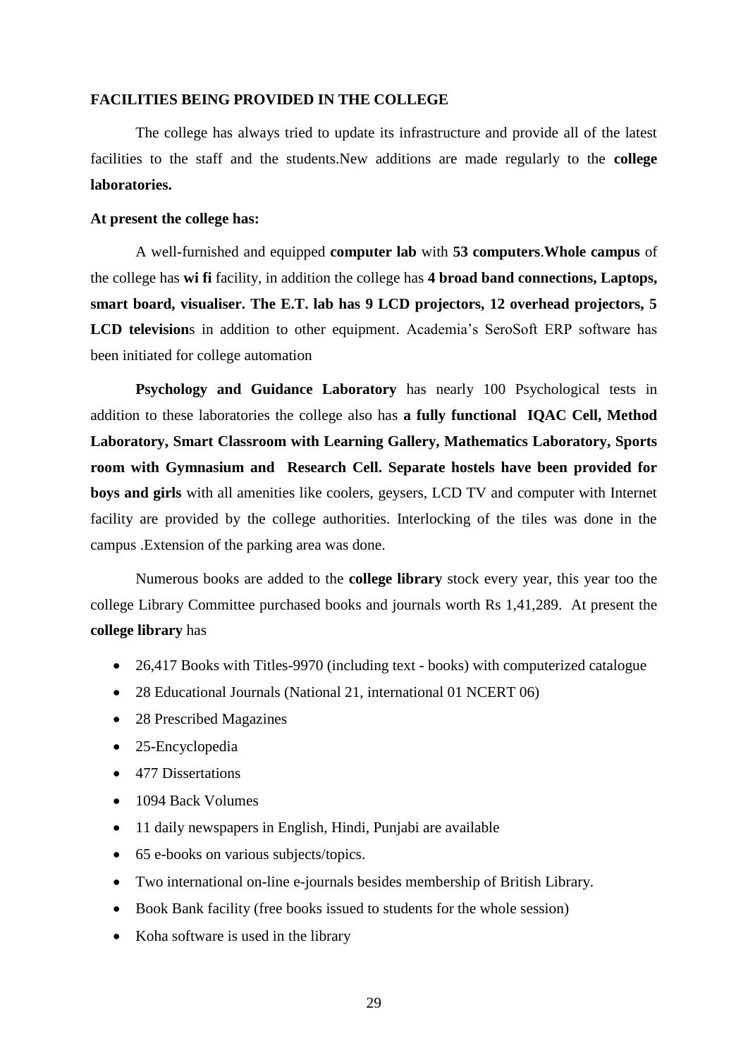**FACILITIES BEING PROVIDED IN THE COLLEGE**

The college has always tried to update its infrastructure and provide all of the latest facilities to the staff and the students.New additions are made regularly to the **college laboratories.**

**At present the college has:**

A well-furnished and equipped **computer lab** with **53 computers**.**Whole campus** of the college has **wi fi** facility, in addition the college has **4 broad band connections, Laptops, smart board, visualiser. The E.T. lab has 9 LCD projectors, 12 overhead projectors, 5 LCD television**s in addition to other equipment. Academia's SeroSoft ERP software has been initiated for college automation

**Psychology and Guidance Laboratory** has nearly 100 Psychological tests in addition to these laboratories the college also has **a fully functional IQAC Cell, Method Laboratory, Smart Classroom with Learning Gallery, Mathematics Laboratory, Sports room with Gymnasium and Research Cell. Separate hostels have been provided for boys and girls** with all amenities like coolers, geysers, LCD TV and computer with Internet facility are provided by the college authorities. Interlocking of the tiles was done in the campus .Extension of the parking area was done.

Numerous books are added to the **college library** stock every year, this year too the college Library Committee purchased books and journals worth Rs 1,41,289. At present the **college library** has

- 26,417 Books with Titles-9970 (including text - books) with computerized catalogue
- 28 Educational Journals (National 21, international 01 NCERT 06)
- 28 Prescribed Magazines
- 25-Encyclopedia
- 477 Dissertations
- 1094 Back Volumes
- 11 daily newspapers in English, Hindi, Punjabi are available
- 65 e-books on various subjects/topics.
- Two international on-line e-journals besides membership of British Library.
- Book Bank facility (free books issued to students for the whole session)
- Koha software is used in the library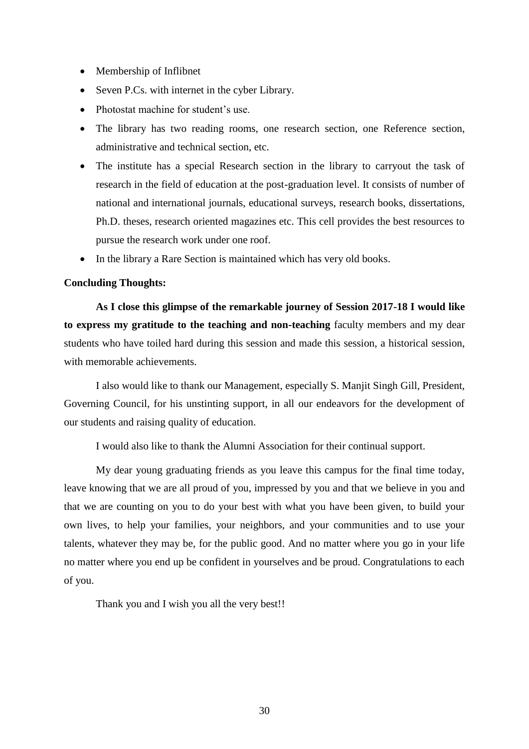- Membership of Inflibnet
- Seven P.Cs. with internet in the cyber Library.
- Photostat machine for student's use.
- The library has two reading rooms, one research section, one Reference section, administrative and technical section, etc.
- The institute has a special Research section in the library to carryout the task of research in the field of education at the post-graduation level. It consists of number of national and international journals, educational surveys, research books, dissertations, Ph.D. theses, research oriented magazines etc. This cell provides the best resources to pursue the research work under one roof.
- In the library a Rare Section is maintained which has very old books.

**Concluding Thoughts:**

**As I close this glimpse of the remarkable journey of Session 2017-18 I would like to express my gratitude to the teaching and non-teaching** faculty members and my dear students who have toiled hard during this session and made this session, a historical session, with memorable achievements.

I also would like to thank our Management, especially S. Manjit Singh Gill, President, Governing Council, for his unstinting support, in all our endeavors for the development of our students and raising quality of education.

I would also like to thank the Alumni Association for their continual support.

My dear young graduating friends as you leave this campus for the final time today, leave knowing that we are all proud of you, impressed by you and that we believe in you and that we are counting on you to do your best with what you have been given, to build your own lives, to help your families, your neighbors, and your communities and to use your talents, whatever they may be, for the public good. And no matter where you go in your life no matter where you end up be confident in yourselves and be proud. Congratulations to each of you.

Thank you and I wish you all the very best!!